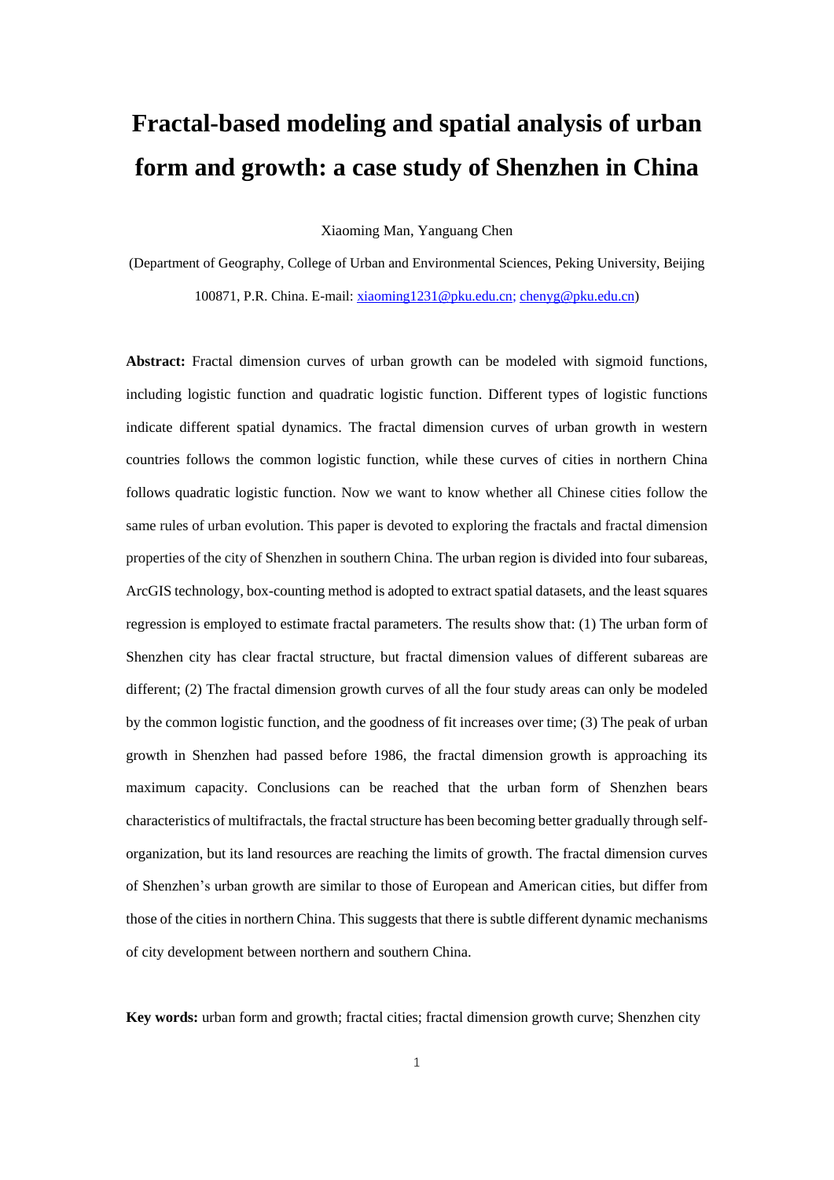# Fractal-based modeling and spatial analysis of urban form and growth: a case study of Shenzhen in China

Xiaoming Man, Yanguang Chen

(Department of Geography, College of Urban and Environmental Sciences, Peking University, Beijing 100871, P.R. China. E-mail: xiaoming1231@pku.edu.cn; chenyg@pku.edu.cn)

**Abstract:** Fractal dimension curves of urban growth can be modeled with sigmoid functions, including logistic function and quadratic logistic function. Different types of logistic functions indicate different spatial dynamics. The fractal dimension curves of urban growth in western countries follows the common logistic function, while these curves of cities in northern China follows quadratic logistic function. Now we want to know whether all Chinese cities follow the same rules of urban evolution. This paper is devoted to exploring the fractals and fractal dimension properties of the city of Shenzhen in southern China. The urban region is divided into four subareas, ArcGIS technology, box-counting method is adopted to extract spatial datasets, and the least squares regression is employed to estimate fractal parameters. The results show that: (1) The urban form of Shenzhen city has clear fractal structure, but fractal dimension values of different subareas are different; (2) The fractal dimension growth curves of all the four study areas can only be modeled by the common logistic function, and the goodness of fit increases over time; (3) The peak of urban growth in Shenzhen had passed before 1986, the fractal dimension growth is approaching its maximum capacity. Conclusions can be reached that the urban form of Shenzhen bears characteristics of multifractals, the fractal structure has been becoming better gradually through self-organization, but its land resources are reaching the limits of growth. The fractal dimension curves of Shenzhen's urban growth are similar to those of European and American cities, but differ from those of the cities in northern China. This suggests that there is subtle different dynamic mechanisms of city development between northern and southern China.

**Key words:** urban form and growth; fractal cities; fractal dimension growth curve; Shenzhen city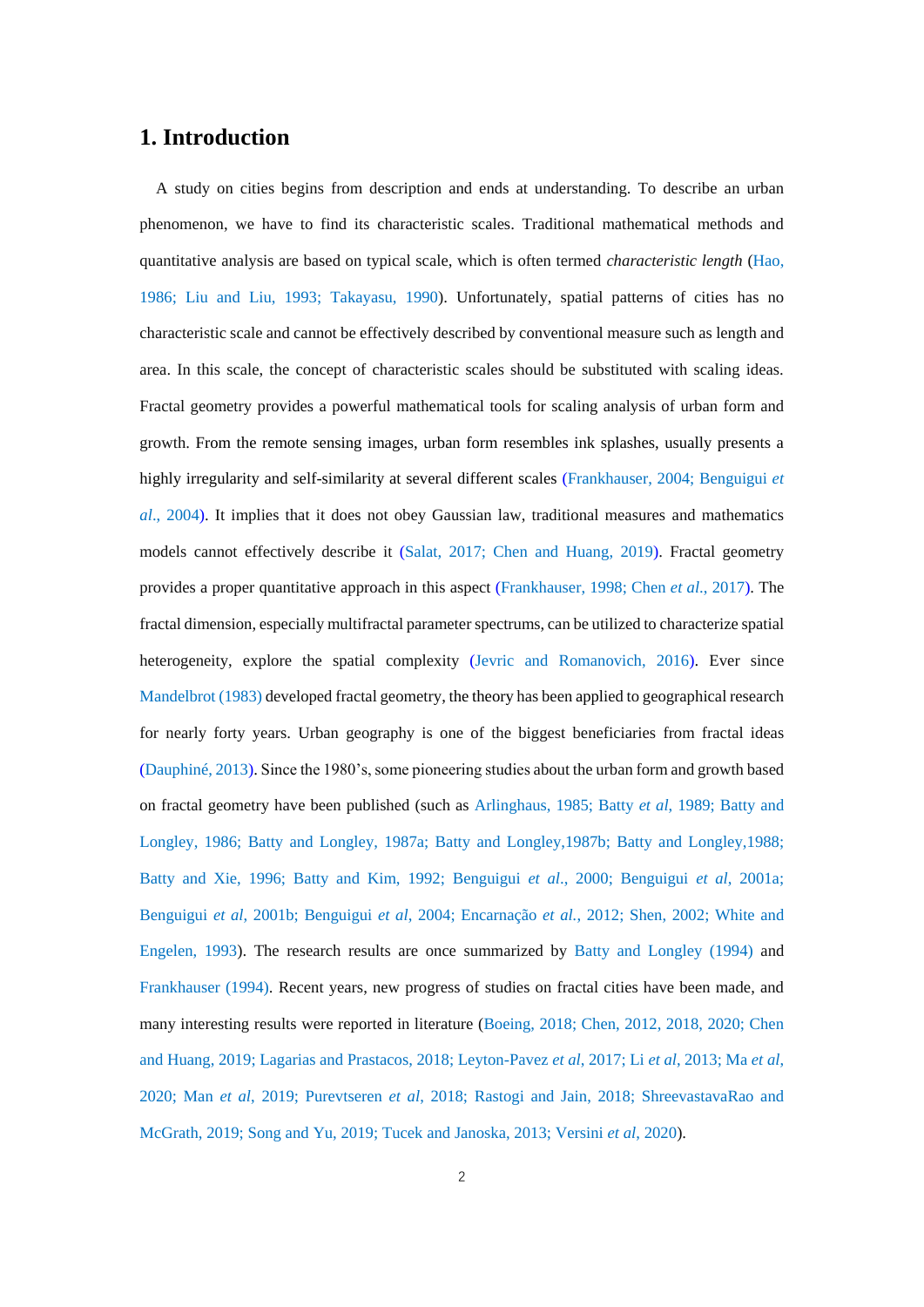# 1. Introduction

A study on cities begins from description and ends at understanding. To describe an urban phenomenon, we have to find its characteristic scales. Traditional mathematical methods and quantitative analysis are based on typical scale, which is often termed *characteristic length* (Hao, 1986; Liu and Liu, 1993; Takayasu, 1990). Unfortunately, spatial patterns of cities has no characteristic scale and cannot be effectively described by conventional measure such as length and area. In this scale, the concept of characteristic scales should be substituted with scaling ideas. Fractal geometry provides a powerful mathematical tools for scaling analysis of urban form and growth. From the remote sensing images, urban form resembles ink splashes, usually presents a highly irregularity and self-similarity at several different scales (Frankhauser, 2004; Benguigui *et al*., 2004). It implies that it does not obey Gaussian law, traditional measures and mathematics models cannot effectively describe it (Salat, 2017; Chen and Huang, 2019). Fractal geometry provides a proper quantitative approach in this aspect (Frankhauser, 1998; Chen *et al*., 2017). The fractal dimension, especially multifractal parameter spectrums, can be utilized to characterize spatial heterogeneity, explore the spatial complexity (Jevric and Romanovich, 2016). Ever since Mandelbrot (1983) developed fractal geometry, the theory has been applied to geographical research for nearly forty years. Urban geography is one of the biggest beneficiaries from fractal ideas (Dauphiné, 2013). Since the 1980's, some pioneering studies about the urban form and growth based on fractal geometry have been published (such as Arlinghaus, 1985; Batty *et al*, 1989; Batty and Longley, 1986; Batty and Longley, 1987a; Batty and Longley,1987b; Batty and Longley,1988; Batty and Xie, 1996; Batty and Kim, 1992; Benguigui *et al*., 2000; Benguigui *et al*, 2001a; Benguigui *et al*, 2001b; Benguigui *et al*, 2004; Encarnação *et al.*, 2012; Shen, 2002; White and Engelen, 1993). The research results are once summarized by Batty and Longley (1994) and Frankhauser (1994). Recent years, new progress of studies on fractal cities have been made, and many interesting results were reported in literature (Boeing, 2018; Chen, 2012, 2018, 2020; Chen and Huang, 2019; Lagarias and Prastacos, 2018; Leyton-Pavez *et al*, 2017; Li *et al*, 2013; Ma *et al*, 2020; Man *et al*, 2019; Purevtseren *et al*, 2018; Rastogi and Jain, 2018; ShreevastavaRao and McGrath, 2019; Song and Yu, 2019; Tucek and Janoska, 2013; Versini *et al*, 2020).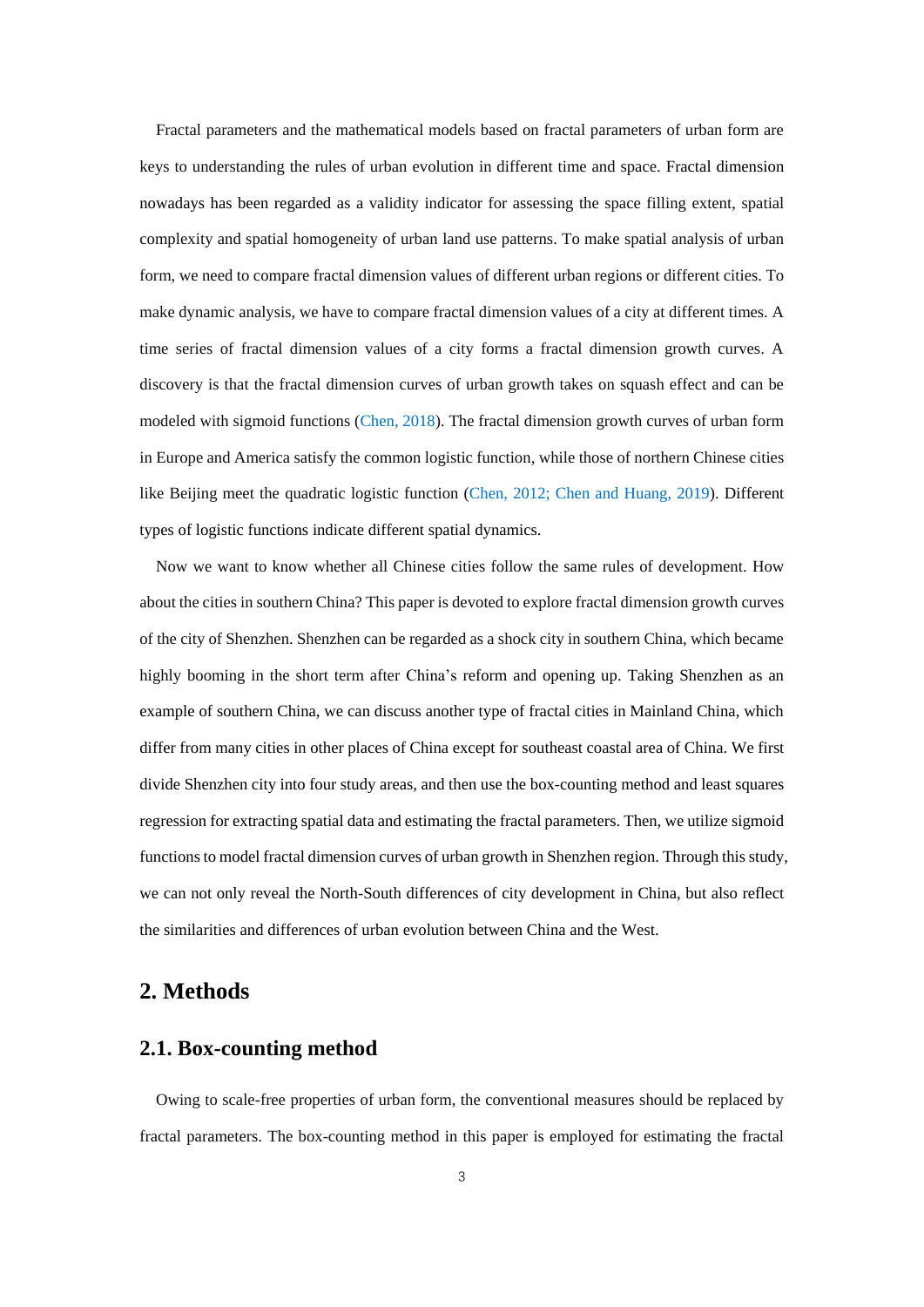Fractal parameters and the mathematical models based on fractal parameters of urban form are keys to understanding the rules of urban evolution in different time and space. Fractal dimension nowadays has been regarded as a validity indicator for assessing the space filling extent, spatial complexity and spatial homogeneity of urban land use patterns. To make spatial analysis of urban form, we need to compare fractal dimension values of different urban regions or different cities. To make dynamic analysis, we have to compare fractal dimension values of a city at different times. A time series of fractal dimension values of a city forms a fractal dimension growth curves. A discovery is that the fractal dimension curves of urban growth takes on squash effect and can be modeled with sigmoid functions (Chen, 2018). The fractal dimension growth curves of urban form in Europe and America satisfy the common logistic function, while those of northern Chinese cities like Beijing meet the quadratic logistic function (Chen, 2012; Chen and Huang, 2019). Different types of logistic functions indicate different spatial dynamics.

Now we want to know whether all Chinese cities follow the same rules of development. How about the cities in southern China? This paper is devoted to explore fractal dimension growth curves of the city of Shenzhen. Shenzhen can be regarded as a shock city in southern China, which became highly booming in the short term after China's reform and opening up. Taking Shenzhen as an example of southern China, we can discuss another type of fractal cities in Mainland China, which differ from many cities in other places of China except for southeast coastal area of China. We first divide Shenzhen city into four study areas, and then use the box-counting method and least squares regression for extracting spatial data and estimating the fractal parameters. Then, we utilize sigmoid functions to model fractal dimension curves of urban growth in Shenzhen region. Through this study, we can not only reveal the North-South differences of city development in China, but also reflect the similarities and differences of urban evolution between China and the West.

## 2. Methods

### 2.1. Box-counting method

Owing to scale-free properties of urban form, the conventional measures should be replaced by fractal parameters. The box-counting method in this paper is employed for estimating the fractal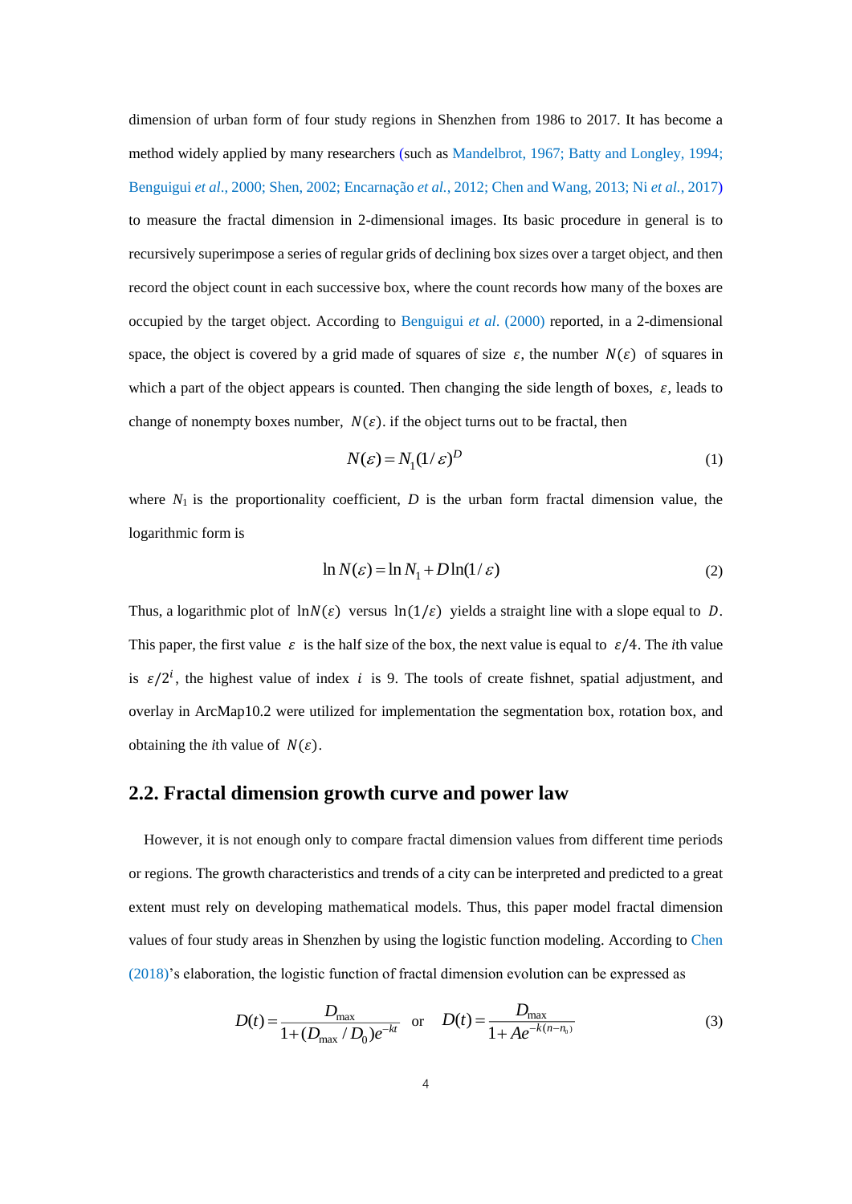dimension of urban form of four study regions in Shenzhen from 1986 to 2017. It has become a method widely applied by many researchers (such as Mandelbrot, 1967; Batty and Longley, 1994; Benguigui *et al*., 2000; Shen, 2002; Encarnação *et al*., 2012; Chen and Wang, 2013; Ni *et al*., 2017) to measure the fractal dimension in 2-dimensional images. Its basic procedure in general is to recursively superimpose a series of regular grids of declining box sizes over a target object, and then record the object count in each successive box, where the count records how many of the boxes are occupied by the target object. According to Benguigui *et al*. (2000) reported, in a 2-dimensional space, the object is covered by a grid made of squares of size $\varepsilon$, the number $N(\varepsilon)$ of squares in which a part of the object appears is counted. Then changing the side length of boxes, $\varepsilon$, leads to change of nonempty boxes number, $N(\varepsilon)$. if the object turns out to be fractal, then

$$N(\varepsilon)=N_1(1/\varepsilon)^D \tag{1}$$

where $N_1$ is the proportionality coefficient, $D$ is the urban form fractal dimension value, the logarithmic form is

$$\ln N(\varepsilon)=\ln N_1+D\ln(1/\varepsilon) \tag{2}$$

Thus, a logarithmic plot of $\ln N(\varepsilon)$ versus $\ln(1/\varepsilon)$ yields a straight line with a slope equal to $D$. This paper, the first value $\varepsilon$ is the half size of the box, the next value is equal to $\varepsilon/4$. The $i$th value is $\varepsilon/2^i$, the highest value of index $i$ is 9. The tools of create fishnet, spatial adjustment, and overlay in ArcMap10.2 were utilized for implementation the segmentation box, rotation box, and obtaining the $i$th value of $N(\varepsilon)$.

## 2.2. Fractal dimension growth curve and power law

However, it is not enough only to compare fractal dimension values from different time periods or regions. The growth characteristics and trends of a city can be interpreted and predicted to a great extent must rely on developing mathematical models. Thus, this paper model fractal dimension values of four study areas in Shenzhen by using the logistic function modeling. According to Chen (2018)'s elaboration, the logistic function of fractal dimension evolution can be expressed as

$$D(t)=\frac{D_{\max}}{1+(D_{\max}/D_0)e^{-kt}} \quad \text{or} \quad D(t)=\frac{D_{\max}}{1+Ae^{-k(n-n_0)}} \tag{3}$$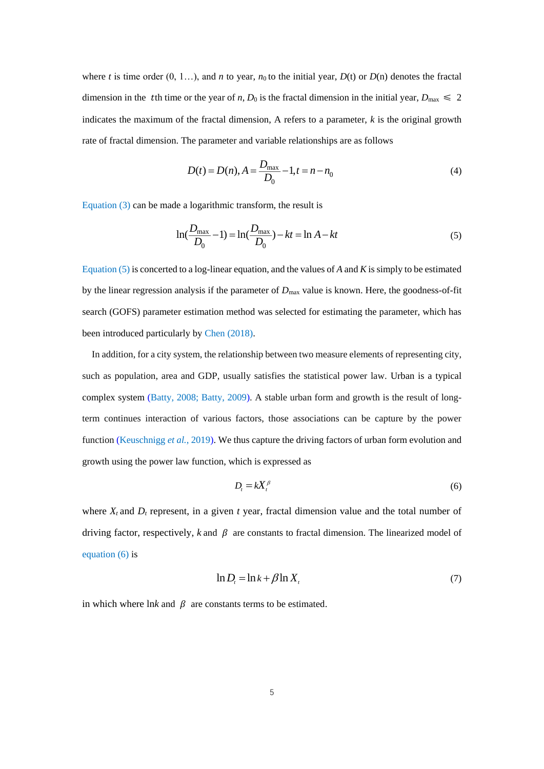where $t$ is time order (0, 1…), and $n$ to year, $n_0$ to the initial year, $D$(t) or $D$(n) denotes the fractal dimension in the $t$th time or the year of $n$, $D_0$ is the fractal dimension in the initial year, $D_{max} \leqslant 2$ indicates the maximum of the fractal dimension, A refers to a parameter, $k$ is the original growth rate of fractal dimension. The parameter and variable relationships are as follows

$$D(t) = D(n), A = \frac{D_{\max}}{D_0} - 1, t = n - n_0 \tag{4}$$

Equation (3) can be made a logarithmic transform, the result is

$$\ln(\frac{D_{\max}}{D_0} - 1) = \ln(\frac{D_{\max}}{D_0}) - kt = \ln A - kt \tag{5}$$

Equation (5) is concerted to a log-linear equation, and the values of $A$ and $K$ is simply to be estimated by the linear regression analysis if the parameter of $D_{max}$ value is known. Here, the goodness-of-fit search (GOFS) parameter estimation method was selected for estimating the parameter, which has been introduced particularly by Chen (2018).

In addition, for a city system, the relationship between two measure elements of representing city, such as population, area and GDP, usually satisfies the statistical power law. Urban is a typical complex system (Batty, 2008; Batty, 2009). A stable urban form and growth is the result of long-term continues interaction of various factors, those associations can be capture by the power function (Keuschnigg *et al.*, 2019). We thus capture the driving factors of urban form evolution and growth using the power law function, which is expressed as

$$D_t = kX_t^{\beta} \tag{6}$$

where $X_t$ and $D_t$ represent, in a given $t$ year, fractal dimension value and the total number of driving factor, respectively, $k$ and $\beta$ are constants to fractal dimension. The linearized model of equation (6) is

$$\ln D_t = \ln k + \beta \ln X_t \tag{7}$$

in which where ln$k$ and $\beta$ are constants terms to be estimated.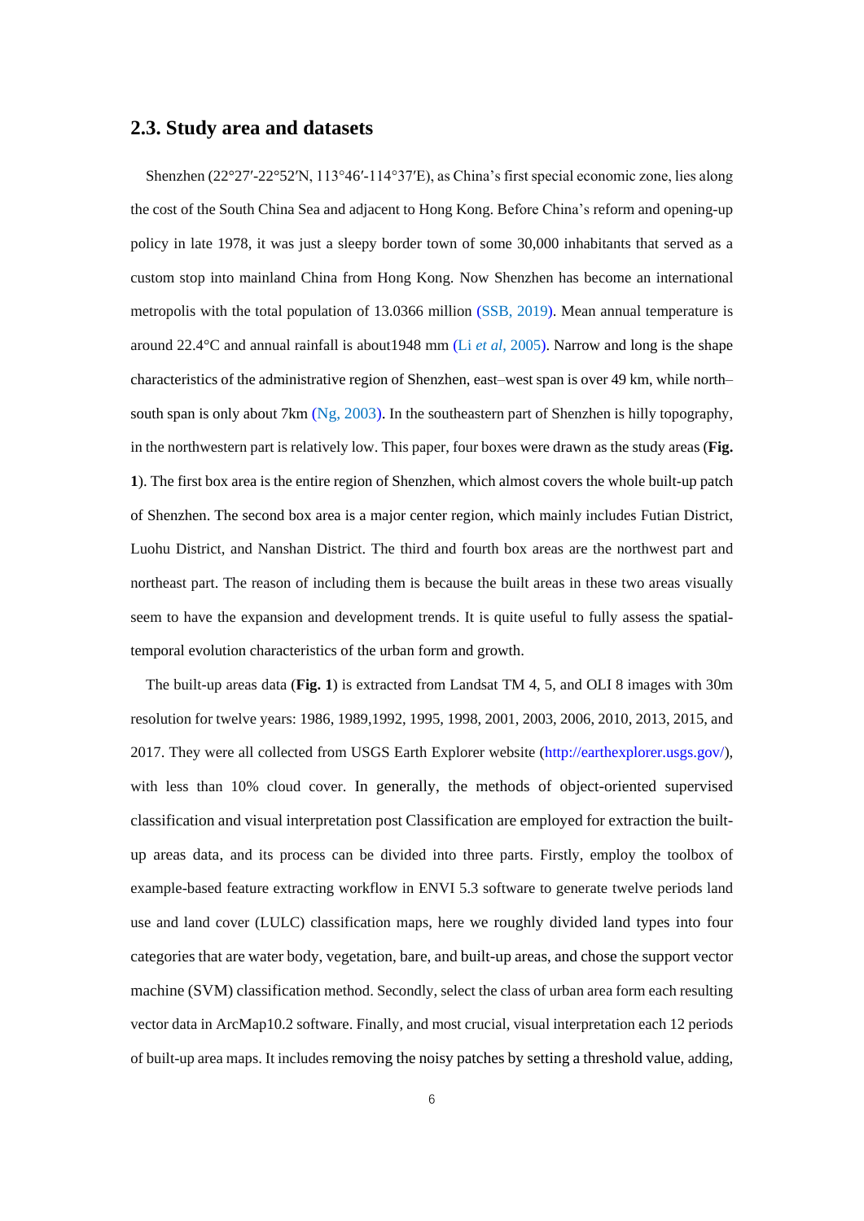## 2.3. Study area and datasets

Shenzhen (22°27′-22°52′N, 113°46′-114°37′E), as China's first special economic zone, lies along the cost of the South China Sea and adjacent to Hong Kong. Before China's reform and opening-up policy in late 1978, it was just a sleepy border town of some 30,000 inhabitants that served as a custom stop into mainland China from Hong Kong. Now Shenzhen has become an international metropolis with the total population of 13.0366 million (SSB, 2019). Mean annual temperature is around 22.4°C and annual rainfall is about1948 mm (Li *et al*, 2005). Narrow and long is the shape characteristics of the administrative region of Shenzhen, east–west span is over 49 km, while north–south span is only about 7km (Ng, 2003). In the southeastern part of Shenzhen is hilly topography, in the northwestern part is relatively low. This paper, four boxes were drawn as the study areas (**Fig. 1**). The first box area is the entire region of Shenzhen, which almost covers the whole built-up patch of Shenzhen. The second box area is a major center region, which mainly includes Futian District, Luohu District, and Nanshan District. The third and fourth box areas are the northwest part and northeast part. The reason of including them is because the built areas in these two areas visually seem to have the expansion and development trends. It is quite useful to fully assess the spatial-temporal evolution characteristics of the urban form and growth.

The built-up areas data (**Fig. 1**) is extracted from Landsat TM 4, 5, and OLI 8 images with 30m resolution for twelve years: 1986, 1989,1992, 1995, 1998, 2001, 2003, 2006, 2010, 2013, 2015, and 2017. They were all collected from USGS Earth Explorer website (http://earthexplorer.usgs.gov/), with less than 10% cloud cover. In generally, the methods of object-oriented supervised classification and visual interpretation post Classification are employed for extraction the built-up areas data, and its process can be divided into three parts. Firstly, employ the toolbox of example-based feature extracting workflow in ENVI 5.3 software to generate twelve periods land use and land cover (LULC) classification maps, here we roughly divided land types into four categories that are water body, vegetation, bare, and built-up areas, and chose the support vector machine (SVM) classification method. Secondly, select the class of urban area form each resulting vector data in ArcMap10.2 software. Finally, and most crucial, visual interpretation each 12 periods of built-up area maps. It includes removing the noisy patches by setting a threshold value, adding,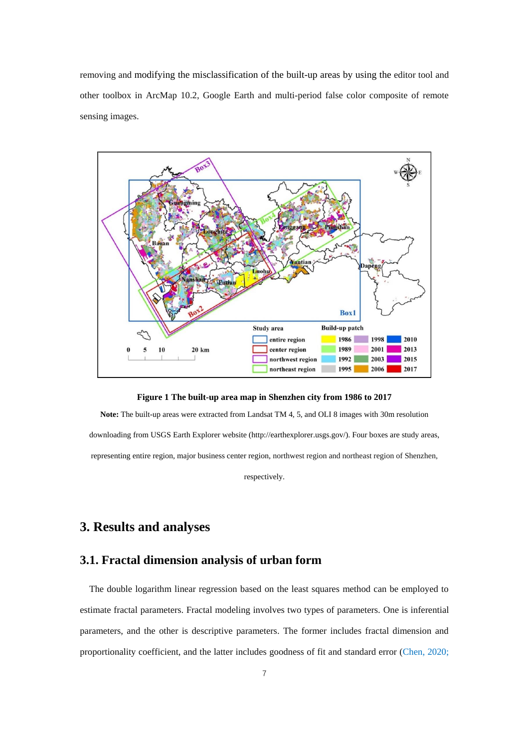removing and modifying the misclassification of the built-up areas by using the editor tool and other toolbox in ArcMap 10.2, Google Earth and multi-period false color composite of remote sensing images.

**Figure 1 The built-up area map in Shenzhen city from 1986 to 2017**

**Note:** The built-up areas were extracted from Landsat TM 4, 5, and OLI 8 images with 30m resolution downloading from USGS Earth Explorer website (http://earthexplorer.usgs.gov/). Four boxes are study areas, representing entire region, major business center region, northwest region and northeast region of Shenzhen, respectively.

# 3. Results and analyses

## 3.1. Fractal dimension analysis of urban form

The double logarithm linear regression based on the least squares method can be employed to estimate fractal parameters. Fractal modeling involves two types of parameters. One is inferential parameters, and the other is descriptive parameters. The former includes fractal dimension and proportionality coefficient, and the latter includes goodness of fit and standard error (Chen, 2020;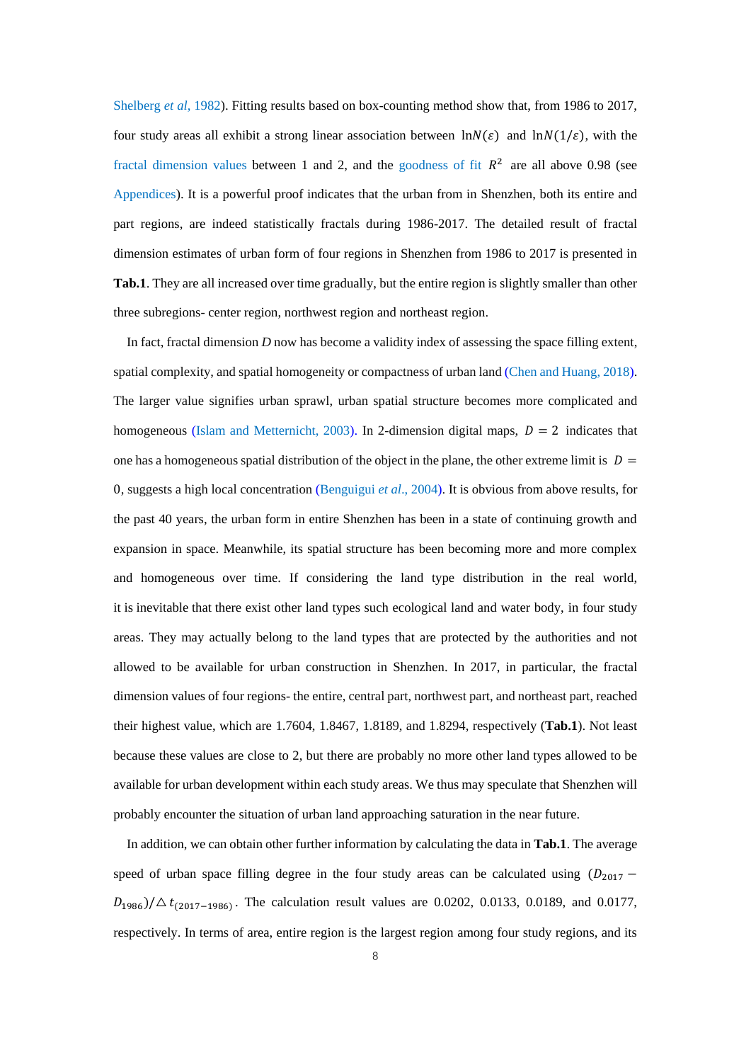Shelberg *et al*, 1982). Fitting results based on box-counting method show that, from 1986 to 2017, four study areas all exhibit a strong linear association between $\ln N(\varepsilon)$ and $\ln N(1/\varepsilon)$, with the fractal dimension values between 1 and 2, and the goodness of fit $R^2$ are all above 0.98 (see Appendices). It is a powerful proof indicates that the urban from in Shenzhen, both its entire and part regions, are indeed statistically fractals during 1986-2017. The detailed result of fractal dimension estimates of urban form of four regions in Shenzhen from 1986 to 2017 is presented in **Tab.1**. They are all increased over time gradually, but the entire region is slightly smaller than other three subregions- center region, northwest region and northeast region.

In fact, fractal dimension *D* now has become a validity index of assessing the space filling extent, spatial complexity, and spatial homogeneity or compactness of urban land (Chen and Huang, 2018). The larger value signifies urban sprawl, urban spatial structure becomes more complicated and homogeneous (Islam and Metternicht, 2003). In 2-dimension digital maps, $D = 2$ indicates that one has a homogeneous spatial distribution of the object in the plane, the other extreme limit is $D = 0$, suggests a high local concentration (Benguigui *et al*., 2004). It is obvious from above results, for the past 40 years, the urban form in entire Shenzhen has been in a state of continuing growth and expansion in space. Meanwhile, its spatial structure has been becoming more and more complex and homogeneous over time. If considering the land type distribution in the real world, it is inevitable that there exist other land types such ecological land and water body, in four study areas. They may actually belong to the land types that are protected by the authorities and not allowed to be available for urban construction in Shenzhen. In 2017, in particular, the fractal dimension values of four regions- the entire, central part, northwest part, and northeast part, reached their highest value, which are 1.7604, 1.8467, 1.8189, and 1.8294, respectively (**Tab.1**). Not least because these values are close to 2, but there are probably no more other land types allowed to be available for urban development within each study areas. We thus may speculate that Shenzhen will probably encounter the situation of urban land approaching saturation in the near future.

In addition, we can obtain other further information by calculating the data in **Tab.1**. The average speed of urban space filling degree in the four study areas can be calculated using $(D_{2017} - D_{1986})/\triangle t_{(2017-1986)}$. The calculation result values are 0.0202, 0.0133, 0.0189, and 0.0177, respectively. In terms of area, entire region is the largest region among four study regions, and its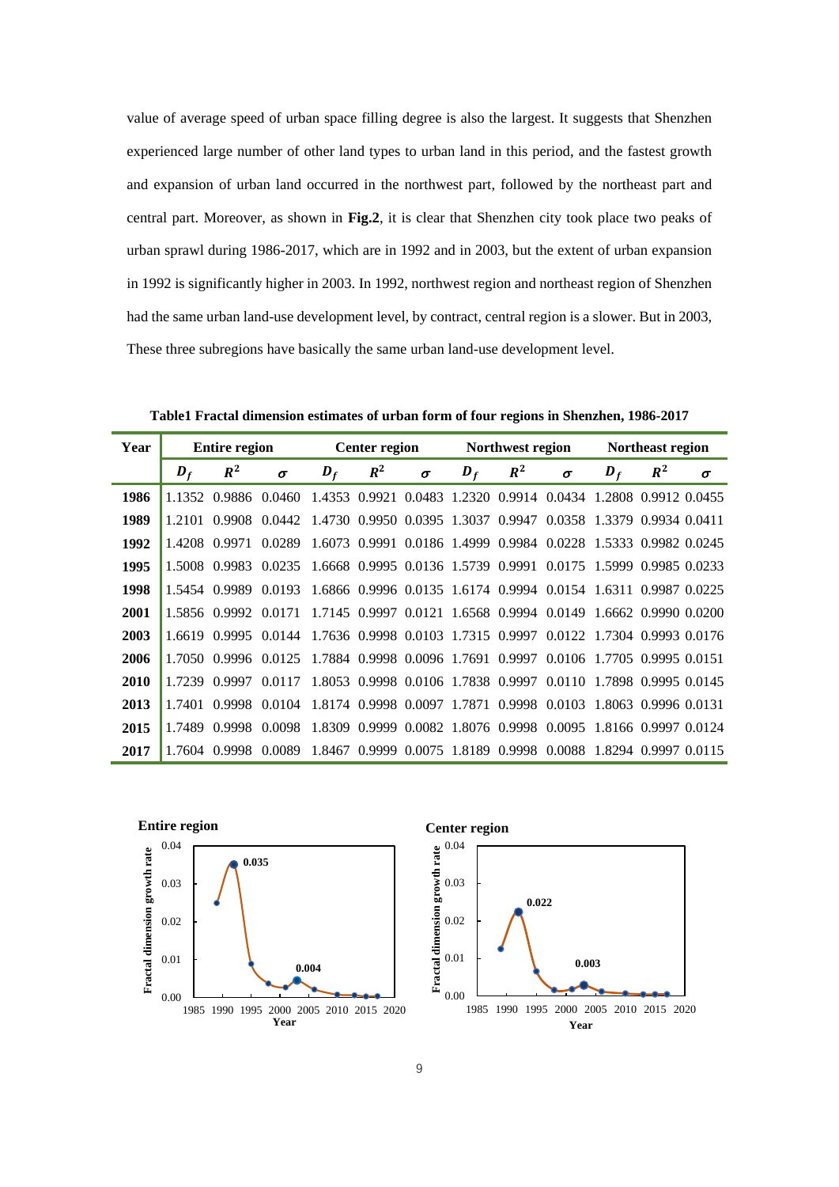value of average speed of urban space filling degree is also the largest. It suggests that Shenzhen experienced large number of other land types to urban land in this period, and the fastest growth and expansion of urban land occurred in the northwest part, followed by the northeast part and central part. Moreover, as shown in **Fig.2**, it is clear that Shenzhen city took place two peaks of urban sprawl during 1986-2017, which are in 1992 and in 2003, but the extent of urban expansion in 1992 is significantly higher in 2003. In 1992, northwest region and northeast region of Shenzhen had the same urban land-use development level, by contract, central region is a slower. But in 2003, These three subregions have basically the same urban land-use development level.

**Table1 Fractal dimension estimates of urban form of four regions in Shenzhen, 1986-2017**

| Year | Entire region | | | Center region | | | Northwest region | | | Northeast region | | |
|---|---|---|---|---|---|---|---|---|---|---|---|---|
| | $D_f$ | $R^2$ | $\sigma$ | $D_f$ | $R^2$ | $\sigma$ | $D_f$ | $R^2$ | $\sigma$ | $D_f$ | $R^2$ | $\sigma$ |
| **1986** | 1.1352 | 0.9886 | 0.0460 | 1.4353 | 0.9921 | 0.0483 | 1.2320 | 0.9914 | 0.0434 | 1.2808 | 0.9912 | 0.0455 |
| **1989** | 1.2101 | 0.9908 | 0.0442 | 1.4730 | 0.9950 | 0.0395 | 1.3037 | 0.9947 | 0.0358 | 1.3379 | 0.9934 | 0.0411 |
| **1992** | 1.4208 | 0.9971 | 0.0289 | 1.6073 | 0.9991 | 0.0186 | 1.4999 | 0.9984 | 0.0228 | 1.5333 | 0.9982 | 0.0245 |
| **1995** | 1.5008 | 0.9983 | 0.0235 | 1.6668 | 0.9995 | 0.0136 | 1.5739 | 0.9991 | 0.0175 | 1.5999 | 0.9985 | 0.0233 |
| **1998** | 1.5454 | 0.9989 | 0.0193 | 1.6866 | 0.9996 | 0.0135 | 1.6174 | 0.9994 | 0.0154 | 1.6311 | 0.9987 | 0.0225 |
| **2001** | 1.5856 | 0.9992 | 0.0171 | 1.7145 | 0.9997 | 0.0121 | 1.6568 | 0.9994 | 0.0149 | 1.6662 | 0.9990 | 0.0200 |
| **2003** | 1.6619 | 0.9995 | 0.0144 | 1.7636 | 0.9998 | 0.0103 | 1.7315 | 0.9997 | 0.0122 | 1.7304 | 0.9993 | 0.0176 |
| **2006** | 1.7050 | 0.9996 | 0.0125 | 1.7884 | 0.9998 | 0.0096 | 1.7691 | 0.9997 | 0.0106 | 1.7705 | 0.9995 | 0.0151 |
| **2010** | 1.7239 | 0.9997 | 0.0117 | 1.8053 | 0.9998 | 0.0106 | 1.7838 | 0.9997 | 0.0110 | 1.7898 | 0.9995 | 0.0145 |
| **2013** | 1.7401 | 0.9998 | 0.0104 | 1.8174 | 0.9998 | 0.0097 | 1.7871 | 0.9998 | 0.0103 | 1.8063 | 0.9996 | 0.0131 |
| **2015** | 1.7489 | 0.9998 | 0.0098 | 1.8309 | 0.9999 | 0.0082 | 1.8076 | 0.9998 | 0.0095 | 1.8166 | 0.9997 | 0.0124 |
| **2017** | 1.7604 | 0.9998 | 0.0089 | 1.8467 | 0.9999 | 0.0075 | 1.8189 | 0.9998 | 0.0088 | 1.8294 | 0.9997 | 0.0115 |

**Entire region**

**Center region**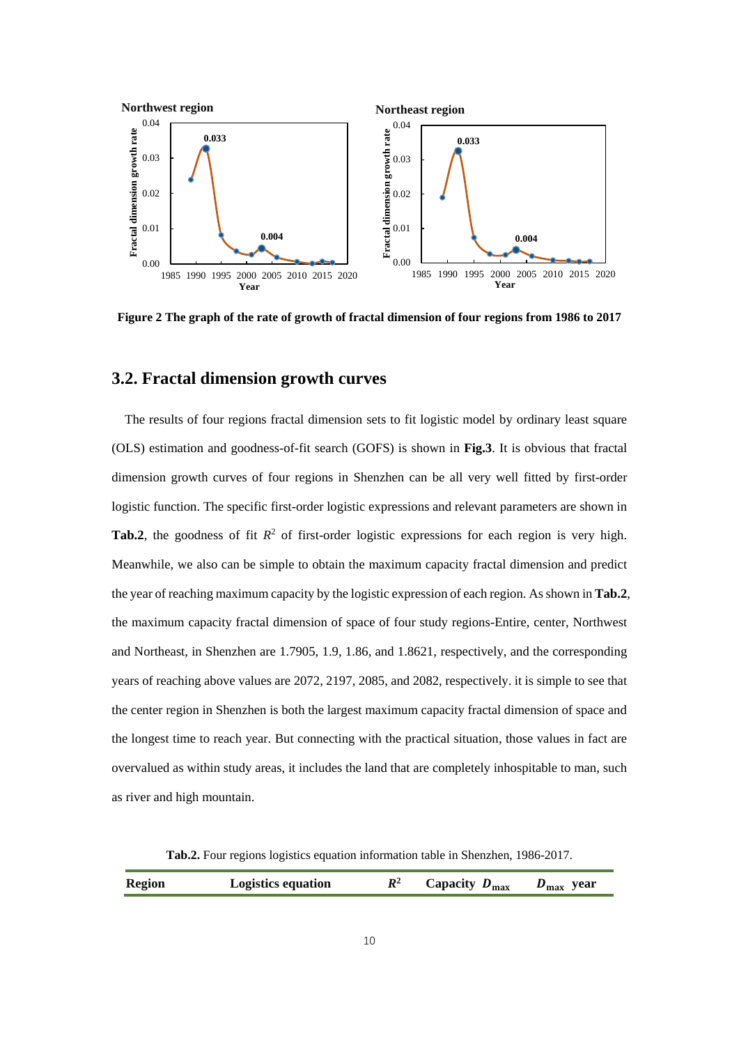Figure 2 The graph of the rate of growth of fractal dimension of four regions from 1986 to 2017

## 3.2. Fractal dimension growth curves

The results of four regions fractal dimension sets to fit logistic model by ordinary least square (OLS) estimation and goodness-of-fit search (GOFS) is shown in **Fig.3**. It is obvious that fractal dimension growth curves of four regions in Shenzhen can be all very well fitted by first-order logistic function. The specific first-order logistic expressions and relevant parameters are shown in **Tab.2**, the goodness of fit $R^2$ of first-order logistic expressions for each region is very high. Meanwhile, we also can be simple to obtain the maximum capacity fractal dimension and predict the year of reaching maximum capacity by the logistic expression of each region. As shown in **Tab.2**, the maximum capacity fractal dimension of space of four study regions-Entire, center, Northwest and Northeast, in Shenzhen are 1.7905, 1.9, 1.86, and 1.8621, respectively, and the corresponding years of reaching above values are 2072, 2197, 2085, and 2082, respectively. it is simple to see that the center region in Shenzhen is both the largest maximum capacity fractal dimension of space and the longest time to reach year. But connecting with the practical situation, those values in fact are overvalued as within study areas, it includes the land that are completely inhospitable to man, such as river and high mountain.

**Tab.2.** Four regions logistics equation information table in Shenzhen, 1986-2017.

| Region | Logistics equation | $R^2$ | Capacity $D_{max}$ | $D_{max}$ year |
|---|---|---|---|---|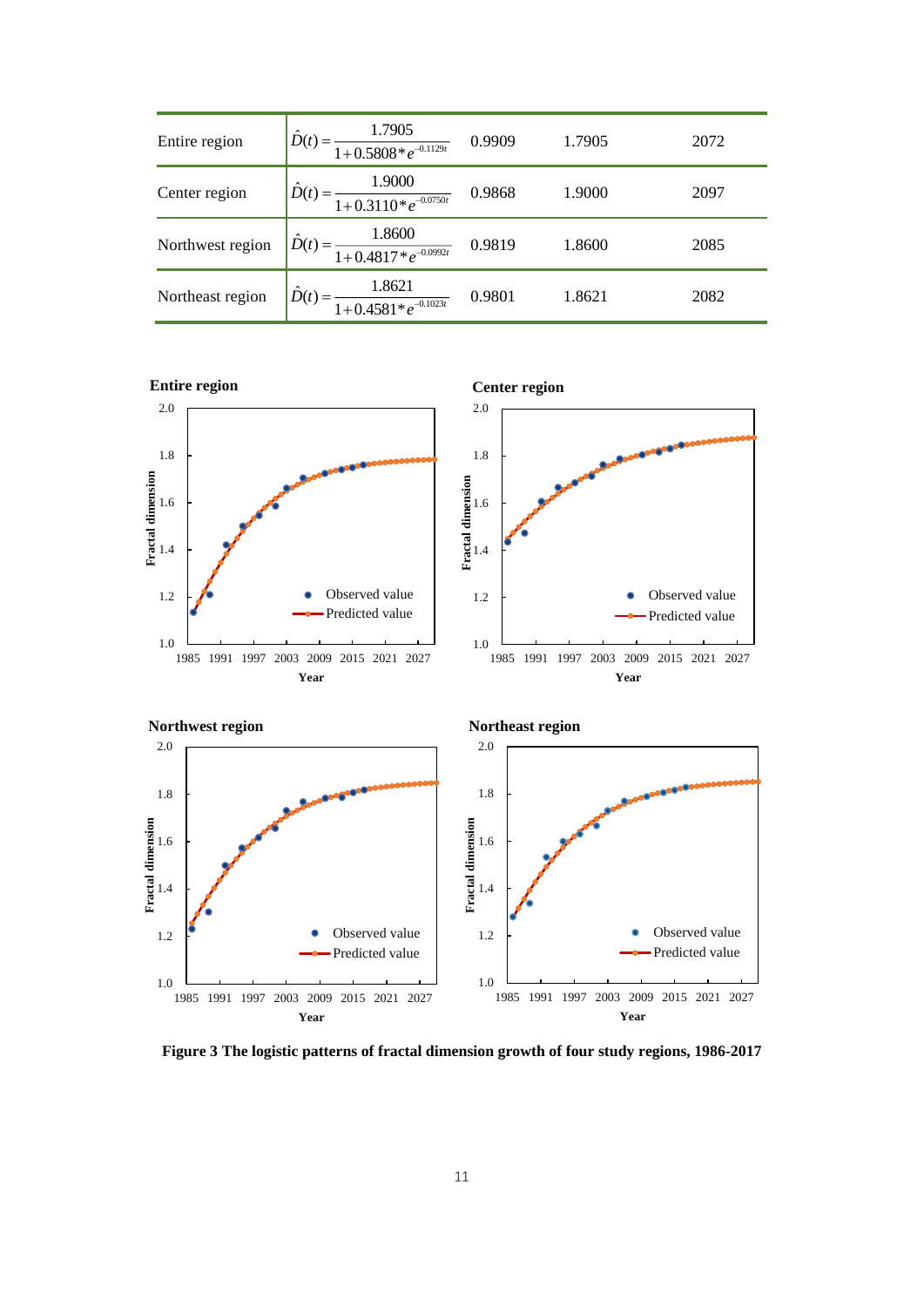| Entire region | $\hat{D}(t) = \dfrac{1.7905}{1+0.5808*e^{-0.1129t}}$ | 0.9909 | 1.7905 | 2072 |
|---|---|---|---|---|
| Center region | $\hat{D}(t) = \dfrac{1.9000}{1+0.3110*e^{-0.0750t}}$ | 0.9868 | 1.9000 | 2097 |
| Northwest region | $\hat{D}(t) = \dfrac{1.8600}{1+0.4817*e^{-0.0992t}}$ | 0.9819 | 1.8600 | 2085 |
| Northeast region | $\hat{D}(t) = \dfrac{1.8621}{1+0.4581*e^{-0.1023t}}$ | 0.9801 | 1.8621 | 2082 |

**Figure 3 The logistic patterns of fractal dimension growth of four study regions, 1986-2017**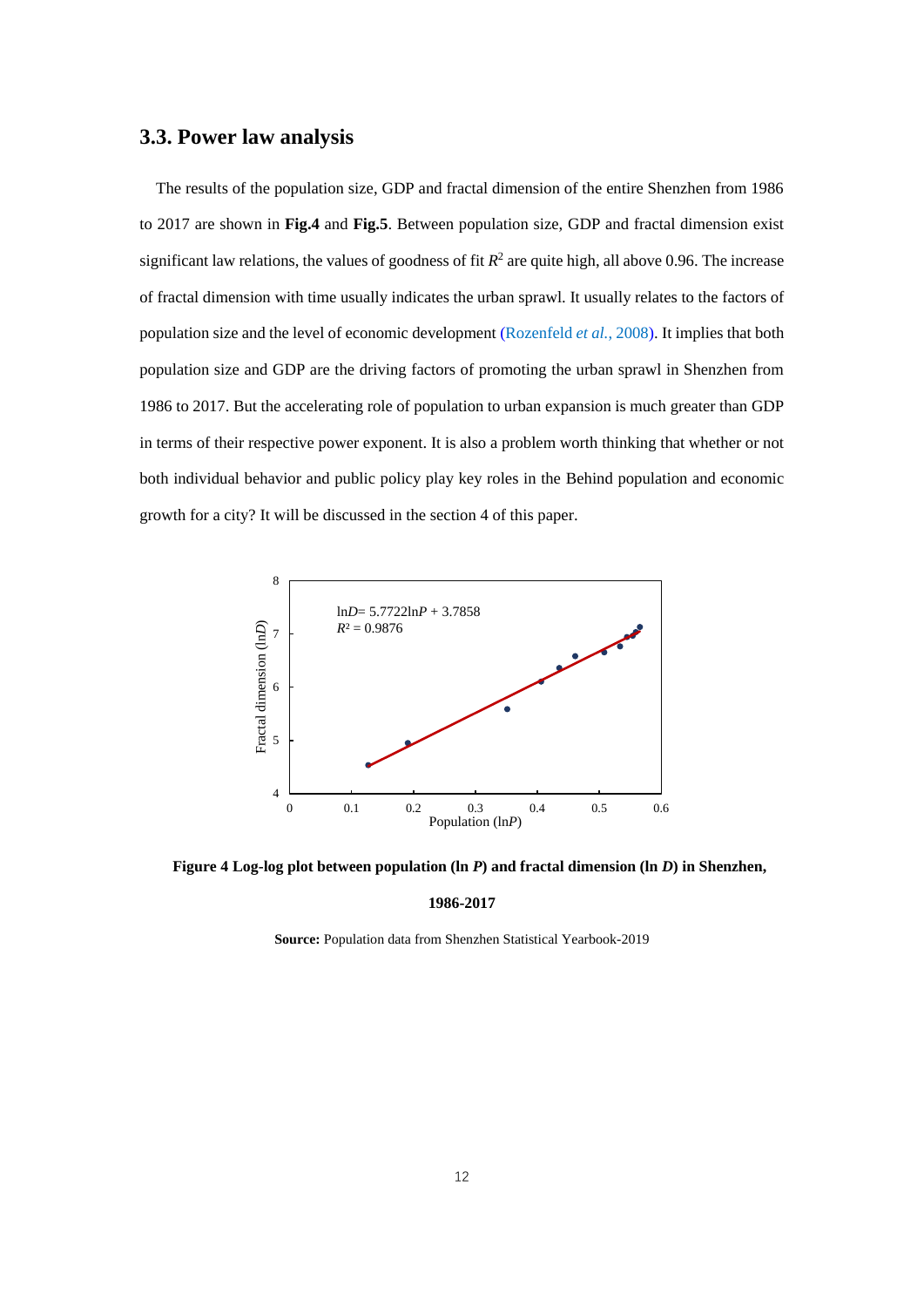### 3.3. Power law analysis

The results of the population size, GDP and fractal dimension of the entire Shenzhen from 1986 to 2017 are shown in **Fig.4** and **Fig.5**. Between population size, GDP and fractal dimension exist significant law relations, the values of goodness of fit $R^2$ are quite high, all above 0.96. The increase of fractal dimension with time usually indicates the urban sprawl. It usually relates to the factors of population size and the level of economic development (Rozenfeld *et al.*, 2008). It implies that both population size and GDP are the driving factors of promoting the urban sprawl in Shenzhen from 1986 to 2017. But the accelerating role of population to urban expansion is much greater than GDP in terms of their respective power exponent. It is also a problem worth thinking that whether or not both individual behavior and public policy play key roles in the Behind population and economic growth for a city? It will be discussed in the section 4 of this paper.

$\ln D = 5.7722\ln P + 3.7858$

$R^2 = 0.9876$

**Figure 4 Log-log plot between population (ln *P*) and fractal dimension (ln *D*) in Shenzhen, 1986-2017**

**Source:** Population data from Shenzhen Statistical Yearbook-2019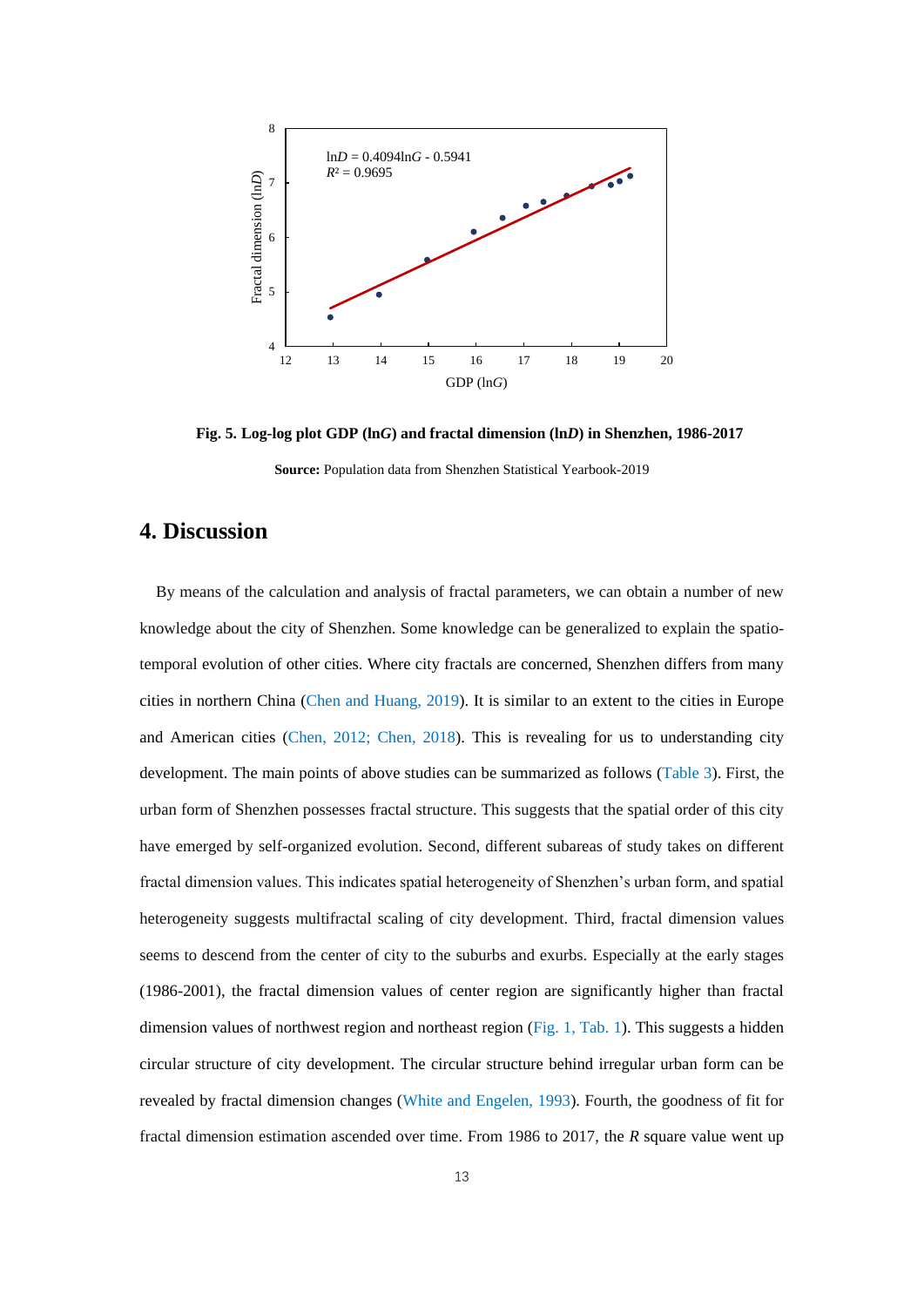**Fig. 5. Log-log plot GDP (ln*G*) and fractal dimension (ln*D*) in Shenzhen, 1986-2017**

**Source:** Population data from Shenzhen Statistical Yearbook-2019

## 4. Discussion

By means of the calculation and analysis of fractal parameters, we can obtain a number of new knowledge about the city of Shenzhen. Some knowledge can be generalized to explain the spatio-temporal evolution of other cities. Where city fractals are concerned, Shenzhen differs from many cities in northern China (Chen and Huang, 2019). It is similar to an extent to the cities in Europe and American cities (Chen, 2012; Chen, 2018). This is revealing for us to understanding city development. The main points of above studies can be summarized as follows (Table 3). First, the urban form of Shenzhen possesses fractal structure. This suggests that the spatial order of this city have emerged by self-organized evolution. Second, different subareas of study takes on different fractal dimension values. This indicates spatial heterogeneity of Shenzhen's urban form, and spatial heterogeneity suggests multifractal scaling of city development. Third, fractal dimension values seems to descend from the center of city to the suburbs and exurbs. Especially at the early stages (1986-2001), the fractal dimension values of center region are significantly higher than fractal dimension values of northwest region and northeast region (Fig. 1, Tab. 1). This suggests a hidden circular structure of city development. The circular structure behind irregular urban form can be revealed by fractal dimension changes (White and Engelen, 1993). Fourth, the goodness of fit for fractal dimension estimation ascended over time. From 1986 to 2017, the *R* square value went up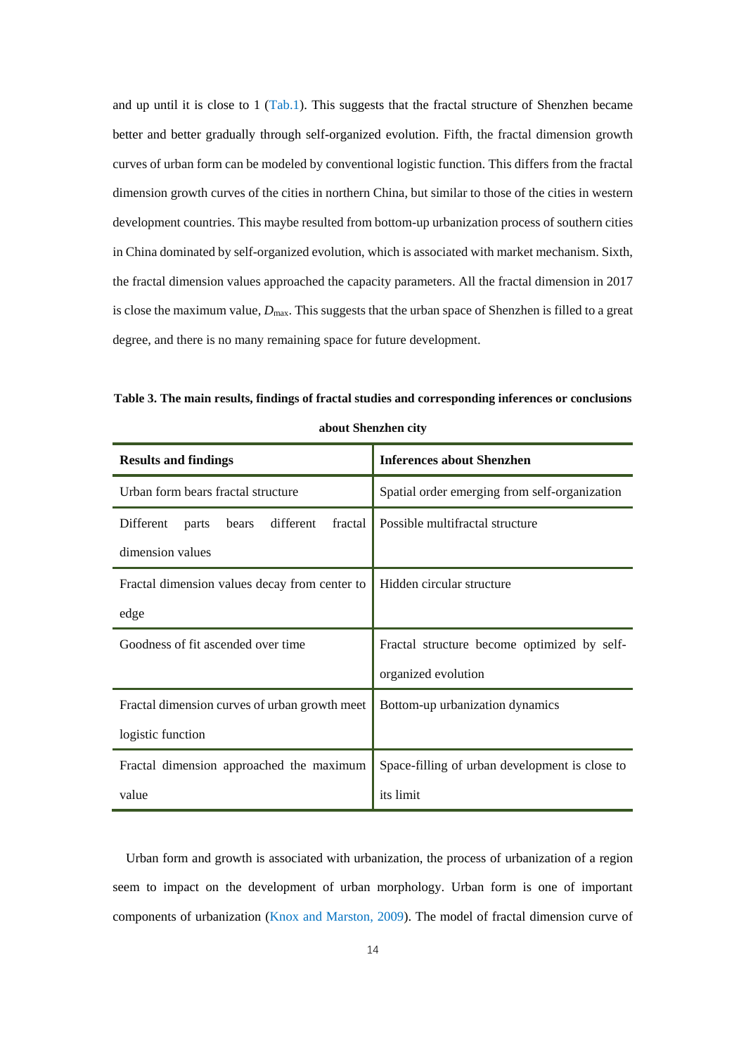and up until it is close to 1 (Tab.1). This suggests that the fractal structure of Shenzhen became better and better gradually through self-organized evolution. Fifth, the fractal dimension growth curves of urban form can be modeled by conventional logistic function. This differs from the fractal dimension growth curves of the cities in northern China, but similar to those of the cities in western development countries. This maybe resulted from bottom-up urbanization process of southern cities in China dominated by self-organized evolution, which is associated with market mechanism. Sixth, the fractal dimension values approached the capacity parameters. All the fractal dimension in 2017 is close the maximum value, $D_{max}$. This suggests that the urban space of Shenzhen is filled to a great degree, and there is no many remaining space for future development.

**Table 3. The main results, findings of fractal studies and corresponding inferences or conclusions about Shenzhen city**

| Results and findings | Inferences about Shenzhen |
|---|---|
| Urban form bears fractal structure | Spatial order emerging from self-organization |
| Different parts bears different fractal dimension values | Possible multifractal structure |
| Fractal dimension values decay from center to edge | Hidden circular structure |
| Goodness of fit ascended over time | Fractal structure become optimized by self-organized evolution |
| Fractal dimension curves of urban growth meet logistic function | Bottom-up urbanization dynamics |
| Fractal dimension approached the maximum value | Space-filling of urban development is close to its limit |

Urban form and growth is associated with urbanization, the process of urbanization of a region seem to impact on the development of urban morphology. Urban form is one of important components of urbanization (Knox and Marston, 2009). The model of fractal dimension curve of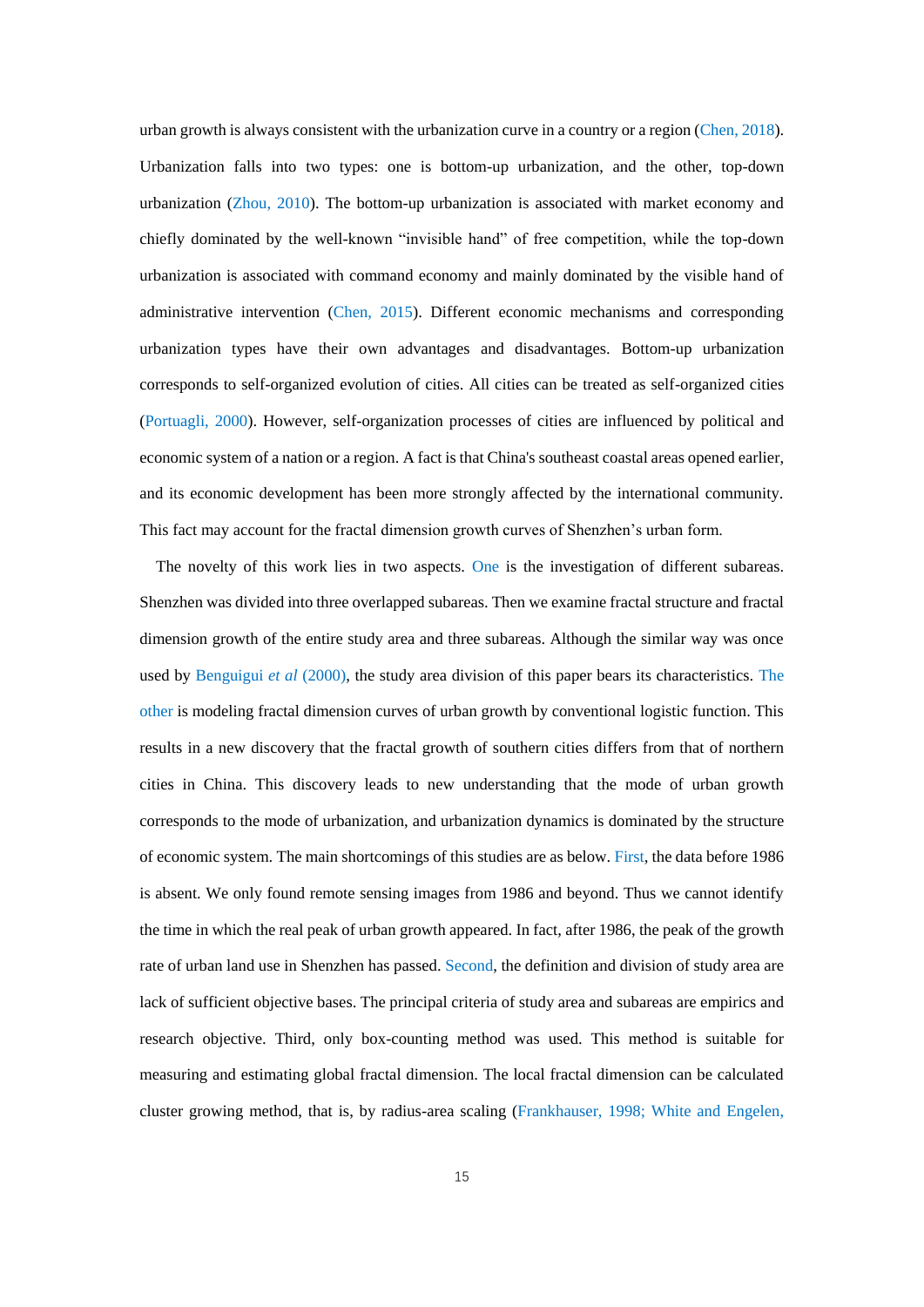urban growth is always consistent with the urbanization curve in a country or a region (Chen, 2018). Urbanization falls into two types: one is bottom-up urbanization, and the other, top-down urbanization (Zhou, 2010). The bottom-up urbanization is associated with market economy and chiefly dominated by the well-known "invisible hand" of free competition, while the top-down urbanization is associated with command economy and mainly dominated by the visible hand of administrative intervention (Chen, 2015). Different economic mechanisms and corresponding urbanization types have their own advantages and disadvantages. Bottom-up urbanization corresponds to self-organized evolution of cities. All cities can be treated as self-organized cities (Portuagli, 2000). However, self-organization processes of cities are influenced by political and economic system of a nation or a region. A fact is that China's southeast coastal areas opened earlier, and its economic development has been more strongly affected by the international community. This fact may account for the fractal dimension growth curves of Shenzhen's urban form.

The novelty of this work lies in two aspects. One is the investigation of different subareas. Shenzhen was divided into three overlapped subareas. Then we examine fractal structure and fractal dimension growth of the entire study area and three subareas. Although the similar way was once used by Benguigui *et al* (2000), the study area division of this paper bears its characteristics. The other is modeling fractal dimension curves of urban growth by conventional logistic function. This results in a new discovery that the fractal growth of southern cities differs from that of northern cities in China. This discovery leads to new understanding that the mode of urban growth corresponds to the mode of urbanization, and urbanization dynamics is dominated by the structure of economic system. The main shortcomings of this studies are as below. First, the data before 1986 is absent. We only found remote sensing images from 1986 and beyond. Thus we cannot identify the time in which the real peak of urban growth appeared. In fact, after 1986, the peak of the growth rate of urban land use in Shenzhen has passed. Second, the definition and division of study area are lack of sufficient objective bases. The principal criteria of study area and subareas are empirics and research objective. Third, only box-counting method was used. This method is suitable for measuring and estimating global fractal dimension. The local fractal dimension can be calculated cluster growing method, that is, by radius-area scaling (Frankhauser, 1998; White and Engelen,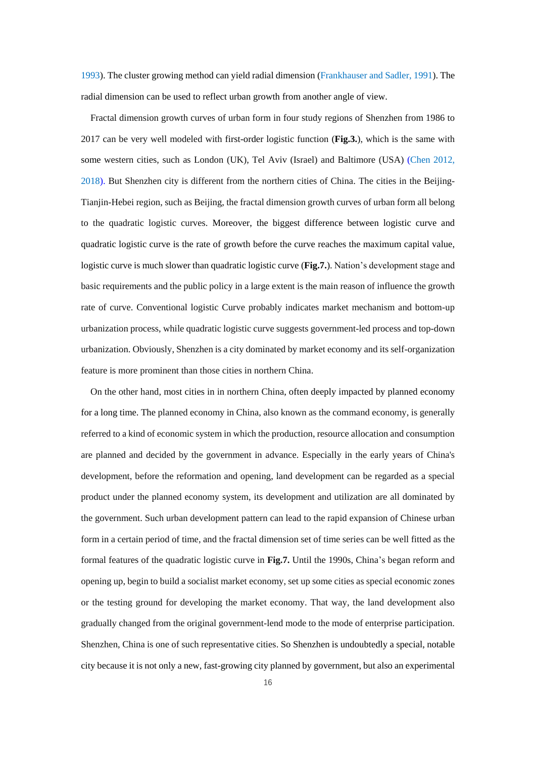1993). The cluster growing method can yield radial dimension (Frankhauser and Sadler, 1991). The radial dimension can be used to reflect urban growth from another angle of view.

Fractal dimension growth curves of urban form in four study regions of Shenzhen from 1986 to 2017 can be very well modeled with first-order logistic function (**Fig.3.**), which is the same with some western cities, such as London (UK), Tel Aviv (Israel) and Baltimore (USA) (Chen 2012, 2018). But Shenzhen city is different from the northern cities of China. The cities in the Beijing-Tianjin-Hebei region, such as Beijing, the fractal dimension growth curves of urban form all belong to the quadratic logistic curves. Moreover, the biggest difference between logistic curve and quadratic logistic curve is the rate of growth before the curve reaches the maximum capital value, logistic curve is much slower than quadratic logistic curve (**Fig.7.**). Nation's development stage and basic requirements and the public policy in a large extent is the main reason of influence the growth rate of curve. Conventional logistic Curve probably indicates market mechanism and bottom-up urbanization process, while quadratic logistic curve suggests government-led process and top-down urbanization. Obviously, Shenzhen is a city dominated by market economy and its self-organization feature is more prominent than those cities in northern China.

On the other hand, most cities in in northern China, often deeply impacted by planned economy for a long time. The planned economy in China, also known as the command economy, is generally referred to a kind of economic system in which the production, resource allocation and consumption are planned and decided by the government in advance. Especially in the early years of China's development, before the reformation and opening, land development can be regarded as a special product under the planned economy system, its development and utilization are all dominated by the government. Such urban development pattern can lead to the rapid expansion of Chinese urban form in a certain period of time, and the fractal dimension set of time series can be well fitted as the formal features of the quadratic logistic curve in **Fig.7.** Until the 1990s, China's began reform and opening up, begin to build a socialist market economy, set up some cities as special economic zones or the testing ground for developing the market economy. That way, the land development also gradually changed from the original government-lend mode to the mode of enterprise participation. Shenzhen, China is one of such representative cities. So Shenzhen is undoubtedly a special, notable city because it is not only a new, fast-growing city planned by government, but also an experimental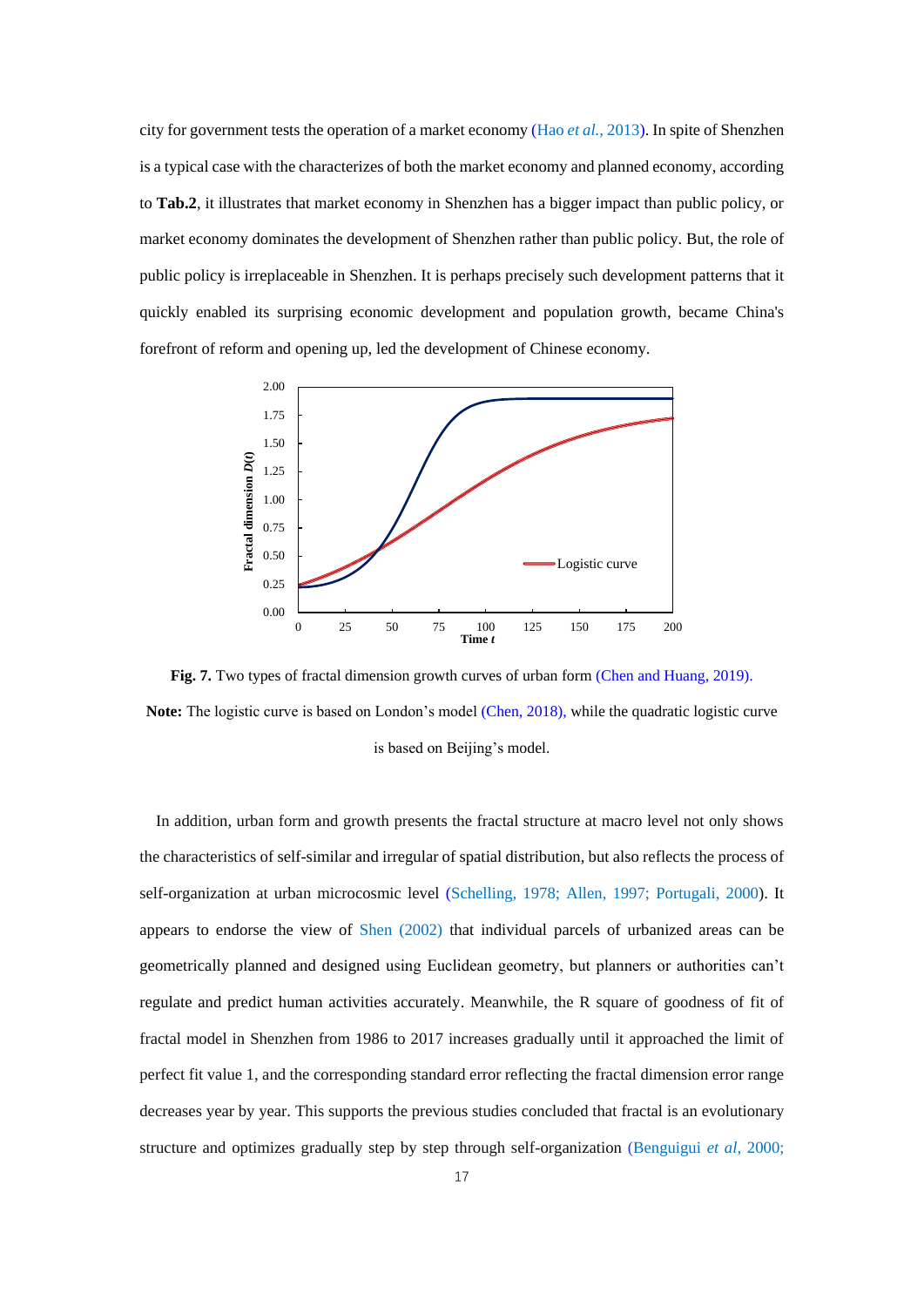city for government tests the operation of a market economy (Hao *et al.*, 2013). In spite of Shenzhen is a typical case with the characterizes of both the market economy and planned economy, according to **Tab.2**, it illustrates that market economy in Shenzhen has a bigger impact than public policy, or market economy dominates the development of Shenzhen rather than public policy. But, the role of public policy is irreplaceable in Shenzhen. It is perhaps precisely such development patterns that it quickly enabled its surprising economic development and population growth, became China's forefront of reform and opening up, led the development of Chinese economy.

**Fig. 7.** Two types of fractal dimension growth curves of urban form (Chen and Huang, 2019).

**Note:** The logistic curve is based on London's model (Chen, 2018), while the quadratic logistic curve is based on Beijing's model.

In addition, urban form and growth presents the fractal structure at macro level not only shows the characteristics of self-similar and irregular of spatial distribution, but also reflects the process of self-organization at urban microcosmic level (Schelling, 1978; Allen, 1997; Portugali, 2000). It appears to endorse the view of Shen (2002) that individual parcels of urbanized areas can be geometrically planned and designed using Euclidean geometry, but planners or authorities can't regulate and predict human activities accurately. Meanwhile, the R square of goodness of fit of fractal model in Shenzhen from 1986 to 2017 increases gradually until it approached the limit of perfect fit value 1, and the corresponding standard error reflecting the fractal dimension error range decreases year by year. This supports the previous studies concluded that fractal is an evolutionary structure and optimizes gradually step by step through self-organization (Benguigui *et al*, 2000;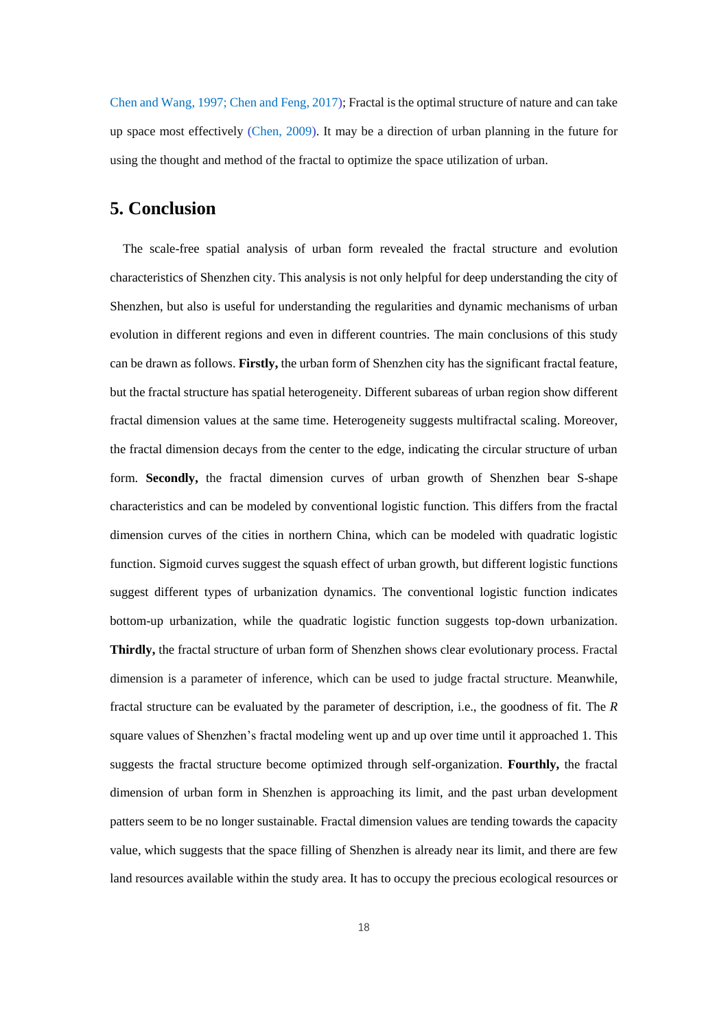Chen and Wang, 1997; Chen and Feng, 2017); Fractal is the optimal structure of nature and can take up space most effectively (Chen, 2009). It may be a direction of urban planning in the future for using the thought and method of the fractal to optimize the space utilization of urban.

## 5. Conclusion

The scale-free spatial analysis of urban form revealed the fractal structure and evolution characteristics of Shenzhen city. This analysis is not only helpful for deep understanding the city of Shenzhen, but also is useful for understanding the regularities and dynamic mechanisms of urban evolution in different regions and even in different countries. The main conclusions of this study can be drawn as follows. **Firstly,** the urban form of Shenzhen city has the significant fractal feature, but the fractal structure has spatial heterogeneity. Different subareas of urban region show different fractal dimension values at the same time. Heterogeneity suggests multifractal scaling. Moreover, the fractal dimension decays from the center to the edge, indicating the circular structure of urban form. **Secondly,** the fractal dimension curves of urban growth of Shenzhen bear S-shape characteristics and can be modeled by conventional logistic function. This differs from the fractal dimension curves of the cities in northern China, which can be modeled with quadratic logistic function. Sigmoid curves suggest the squash effect of urban growth, but different logistic functions suggest different types of urbanization dynamics. The conventional logistic function indicates bottom-up urbanization, while the quadratic logistic function suggests top-down urbanization. **Thirdly,** the fractal structure of urban form of Shenzhen shows clear evolutionary process. Fractal dimension is a parameter of inference, which can be used to judge fractal structure. Meanwhile, fractal structure can be evaluated by the parameter of description, i.e., the goodness of fit. The *R* square values of Shenzhen's fractal modeling went up and up over time until it approached 1. This suggests the fractal structure become optimized through self-organization. **Fourthly,** the fractal dimension of urban form in Shenzhen is approaching its limit, and the past urban development patters seem to be no longer sustainable. Fractal dimension values are tending towards the capacity value, which suggests that the space filling of Shenzhen is already near its limit, and there are few land resources available within the study area. It has to occupy the precious ecological resources or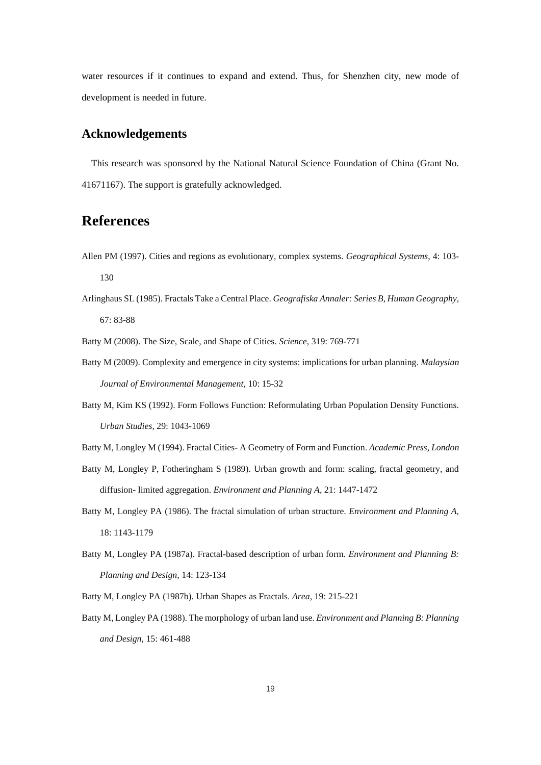water resources if it continues to expand and extend. Thus, for Shenzhen city, new mode of development is needed in future.

## Acknowledgements

This research was sponsored by the National Natural Science Foundation of China (Grant No. 41671167). The support is gratefully acknowledged.

# References

Allen PM (1997). Cities and regions as evolutionary, complex systems. *Geographical Systems*, 4: 103-130

Arlinghaus SL (1985). Fractals Take a Central Place. *Geografiska Annaler: Series B, Human Geography*, 67: 83-88

Batty M (2008). The Size, Scale, and Shape of Cities. *Science*, 319: 769-771

Batty M (2009). Complexity and emergence in city systems: implications for urban planning. *Malaysian Journal of Environmental Management*, 10: 15-32

Batty M, Kim KS (1992). Form Follows Function: Reformulating Urban Population Density Functions. *Urban Studies*, 29: 1043-1069

Batty M, Longley M (1994). Fractal Cities- A Geometry of Form and Function. *Academic Press, London*

Batty M, Longley P, Fotheringham S (1989). Urban growth and form: scaling, fractal geometry, and diffusion- limited aggregation. *Environment and Planning A*, 21: 1447-1472

Batty M, Longley PA (1986). The fractal simulation of urban structure. *Environment and Planning A*, 18: 1143-1179

Batty M, Longley PA (1987a). Fractal-based description of urban form. *Environment and Planning B: Planning and Design*, 14: 123-134

Batty M, Longley PA (1987b). Urban Shapes as Fractals. *Area*, 19: 215-221

Batty M, Longley PA (1988). The morphology of urban land use. *Environment and Planning B: Planning and Design*, 15: 461-488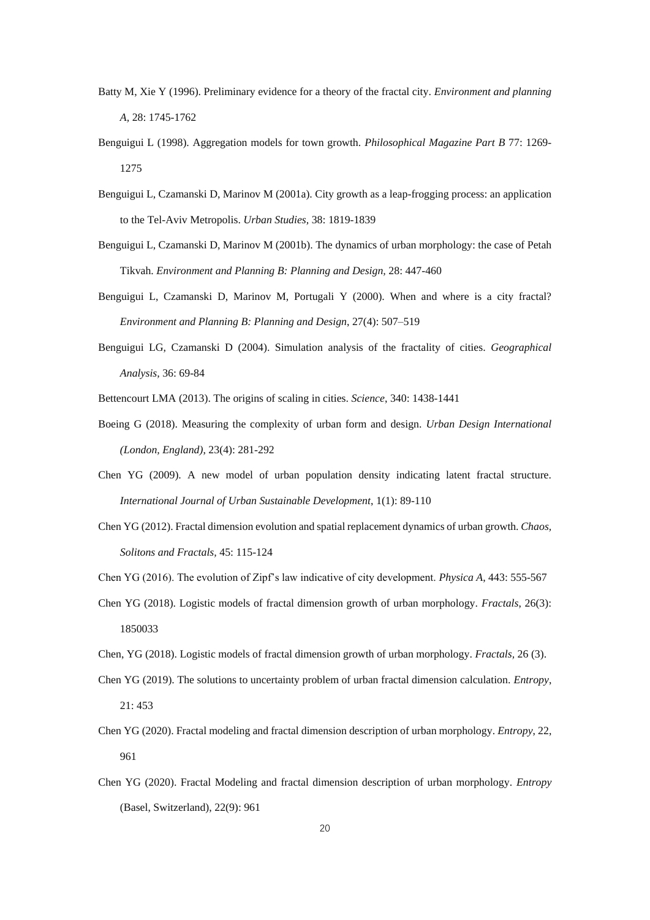Batty M, Xie Y (1996). Preliminary evidence for a theory of the fractal city. *Environment and planning A*, 28: 1745-1762

Benguigui L (1998). Aggregation models for town growth. *Philosophical Magazine Part B* 77: 1269-1275

Benguigui L, Czamanski D, Marinov M (2001a). City growth as a leap-frogging process: an application to the Tel-Aviv Metropolis. *Urban Studies*, 38: 1819-1839

Benguigui L, Czamanski D, Marinov M (2001b). The dynamics of urban morphology: the case of Petah Tikvah. *Environment and Planning B: Planning and Design*, 28: 447-460

Benguigui L, Czamanski D, Marinov M, Portugali Y (2000). When and where is a city fractal? *Environment and Planning B: Planning and Design*, 27(4): 507–519

Benguigui LG, Czamanski D (2004). Simulation analysis of the fractality of cities. *Geographical Analysis*, 36: 69-84

Bettencourt LMA (2013). The origins of scaling in cities. *Science*, 340: 1438-1441

Boeing G (2018). Measuring the complexity of urban form and design. *Urban Design International (London, England)*, 23(4): 281-292

Chen YG (2009). A new model of urban population density indicating latent fractal structure. *International Journal of Urban Sustainable Development*, 1(1): 89-110

Chen YG (2012). Fractal dimension evolution and spatial replacement dynamics of urban growth. *Chaos, Solitons and Fractals*, 45: 115-124

Chen YG (2016). The evolution of Zipf's law indicative of city development. *Physica A*, 443: 555-567

Chen YG (2018). Logistic models of fractal dimension growth of urban morphology. *Fractals*, 26(3): 1850033

Chen, YG (2018). Logistic models of fractal dimension growth of urban morphology. *Fractals*, 26 (3).

Chen YG (2019). The solutions to uncertainty problem of urban fractal dimension calculation. *Entropy*, 21: 453

Chen YG (2020). Fractal modeling and fractal dimension description of urban morphology. *Entropy*, 22, 961

Chen YG (2020). Fractal Modeling and fractal dimension description of urban morphology. *Entropy* (Basel, Switzerland), 22(9): 961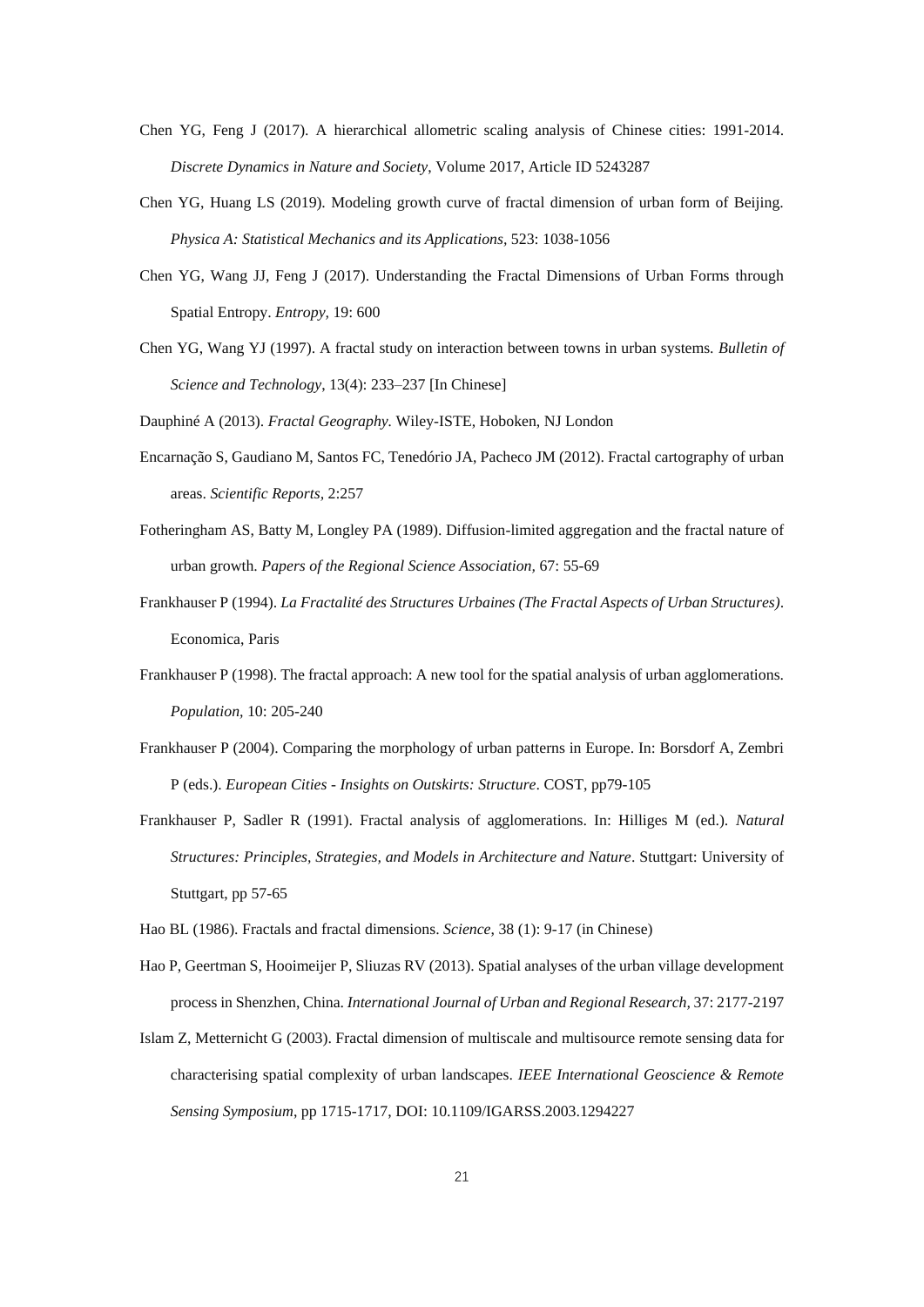Chen YG, Feng J (2017). A hierarchical allometric scaling analysis of Chinese cities: 1991-2014. *Discrete Dynamics in Nature and Society*, Volume 2017, Article ID 5243287

Chen YG, Huang LS (2019). Modeling growth curve of fractal dimension of urban form of Beijing. *Physica A: Statistical Mechanics and its Applications*, 523: 1038-1056

Chen YG, Wang JJ, Feng J (2017). Understanding the Fractal Dimensions of Urban Forms through Spatial Entropy. *Entropy*, 19: 600

Chen YG, Wang YJ (1997). A fractal study on interaction between towns in urban systems. *Bulletin of Science and Technology*, 13(4): 233–237 [In Chinese]

Dauphiné A (2013). *Fractal Geography*. Wiley-ISTE, Hoboken, NJ London

Encarnação S, Gaudiano M, Santos FC, Tenedório JA, Pacheco JM (2012). Fractal cartography of urban areas. *Scientific Reports*, 2:257

Fotheringham AS, Batty M, Longley PA (1989). Diffusion-limited aggregation and the fractal nature of urban growth. *Papers of the Regional Science Association*, 67: 55-69

Frankhauser P (1994). *La Fractalité des Structures Urbaines (The Fractal Aspects of Urban Structures)*. Economica, Paris

Frankhauser P (1998). The fractal approach: A new tool for the spatial analysis of urban agglomerations. *Population*, 10: 205-240

Frankhauser P (2004). Comparing the morphology of urban patterns in Europe. In: Borsdorf A, Zembri P (eds.). *European Cities - Insights on Outskirts: Structure*. COST, pp79-105

Frankhauser P, Sadler R (1991). Fractal analysis of agglomerations. In: Hilliges M (ed.). *Natural Structures: Principles, Strategies, and Models in Architecture and Nature*. Stuttgart: University of Stuttgart, pp 57-65

Hao BL (1986). Fractals and fractal dimensions. *Science*, 38 (1): 9-17 (in Chinese)

Hao P, Geertman S, Hooimeijer P, Sliuzas RV (2013). Spatial analyses of the urban village development process in Shenzhen, China. *International Journal of Urban and Regional Research*, 37: 2177-2197

Islam Z, Metternicht G (2003). Fractal dimension of multiscale and multisource remote sensing data for characterising spatial complexity of urban landscapes. *IEEE International Geoscience & Remote Sensing Symposium*, pp 1715-1717, DOI: 10.1109/IGARSS.2003.1294227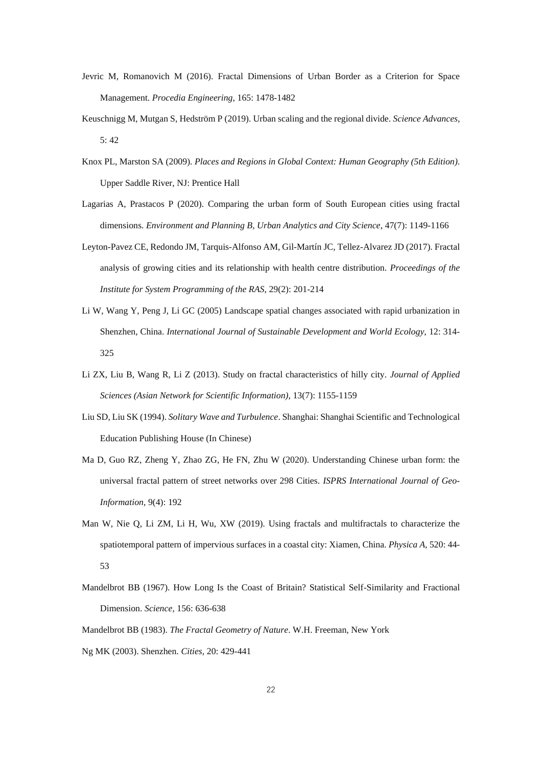Jevric M, Romanovich M (2016). Fractal Dimensions of Urban Border as a Criterion for Space Management. *Procedia Engineering,* 165: 1478-1482

Keuschnigg M, Mutgan S, Hedström P (2019). Urban scaling and the regional divide. *Science Advances,* 5: 42

Knox PL, Marston SA (2009). *Places and Regions in Global Context: Human Geography (5th Edition)*. Upper Saddle River, NJ: Prentice Hall

Lagarias A, Prastacos P (2020). Comparing the urban form of South European cities using fractal dimensions. *Environment and Planning B, Urban Analytics and City Science*, 47(7): 1149-1166

Leyton-Pavez CE, Redondo JM, Tarquis-Alfonso AM, Gil-Martín JC, Tellez-Alvarez JD (2017). Fractal analysis of growing cities and its relationship with health centre distribution. *Proceedings of the Institute for System Programming of the RAS*, 29(2): 201-214

Li W, Wang Y, Peng J, Li GC (2005) Landscape spatial changes associated with rapid urbanization in Shenzhen, China. *International Journal of Sustainable Development and World Ecology,* 12: 314-325

Li ZX, Liu B, Wang R, Li Z (2013). Study on fractal characteristics of hilly city. *Journal of Applied Sciences (Asian Network for Scientific Information),* 13(7): 1155-1159

Liu SD, Liu SK (1994). *Solitary Wave and Turbulence*. Shanghai: Shanghai Scientific and Technological Education Publishing House (In Chinese)

Ma D, Guo RZ, Zheng Y, Zhao ZG, He FN, Zhu W (2020). Understanding Chinese urban form: the universal fractal pattern of street networks over 298 Cities. *ISPRS International Journal of Geo-Information*, 9(4): 192

Man W, Nie Q, Li ZM, Li H, Wu, XW (2019). Using fractals and multifractals to characterize the spatiotemporal pattern of impervious surfaces in a coastal city: Xiamen, China. *Physica A*, 520: 44-53

Mandelbrot BB (1967). How Long Is the Coast of Britain? Statistical Self-Similarity and Fractional Dimension. *Science,* 156: 636-638

Mandelbrot BB (1983). *The Fractal Geometry of Nature*. W.H. Freeman, New York

Ng MK (2003). Shenzhen. *Cities*, 20: 429-441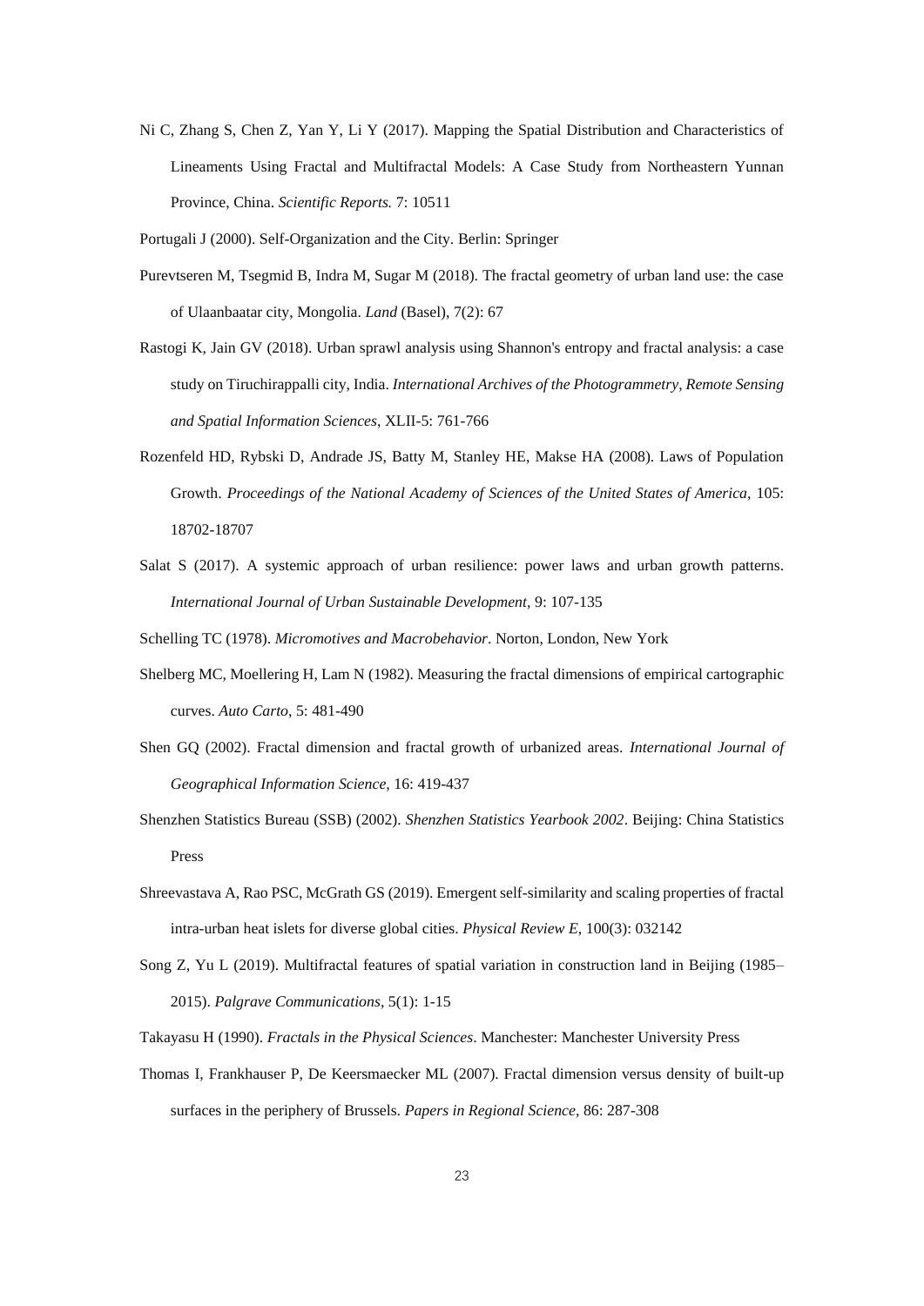Ni C, Zhang S, Chen Z, Yan Y, Li Y (2017). Mapping the Spatial Distribution and Characteristics of Lineaments Using Fractal and Multifractal Models: A Case Study from Northeastern Yunnan Province, China. *Scientific Reports.* 7: 10511

Portugali J (2000). Self-Organization and the City. Berlin: Springer

Purevtseren M, Tsegmid B, Indra M, Sugar M (2018). The fractal geometry of urban land use: the case of Ulaanbaatar city, Mongolia. *Land* (Basel), 7(2): 67

Rastogi K, Jain GV (2018). Urban sprawl analysis using Shannon's entropy and fractal analysis: a case study on Tiruchirappalli city, India. *International Archives of the Photogrammetry, Remote Sensing and Spatial Information Sciences*, XLII-5: 761-766

Rozenfeld HD, Rybski D, Andrade JS, Batty M, Stanley HE, Makse HA (2008). Laws of Population Growth. *Proceedings of the National Academy of Sciences of the United States of America,* 105: 18702-18707

Salat S (2017). A systemic approach of urban resilience: power laws and urban growth patterns. *International Journal of Urban Sustainable Development*, 9: 107-135

Schelling TC (1978). *Micromotives and Macrobehavior*. Norton, London, New York

Shelberg MC, Moellering H, Lam N (1982). Measuring the fractal dimensions of empirical cartographic curves. *Auto Carto*, 5: 481-490

Shen GQ (2002). Fractal dimension and fractal growth of urbanized areas. *International Journal of Geographical Information Science,* 16: 419-437

Shenzhen Statistics Bureau (SSB) (2002). *Shenzhen Statistics Yearbook 2002*. Beijing: China Statistics Press

Shreevastava A, Rao PSC, McGrath GS (2019). Emergent self-similarity and scaling properties of fractal intra-urban heat islets for diverse global cities. *Physical Review E,* 100(3): 032142

Song Z, Yu L (2019). Multifractal features of spatial variation in construction land in Beijing (1985–2015). *Palgrave Communications*, 5(1): 1-15

Takayasu H (1990). *Fractals in the Physical Sciences*. Manchester: Manchester University Press

Thomas I, Frankhauser P, De Keersmaecker ML (2007). Fractal dimension versus density of built-up surfaces in the periphery of Brussels. *Papers in Regional Science,* 86: 287-308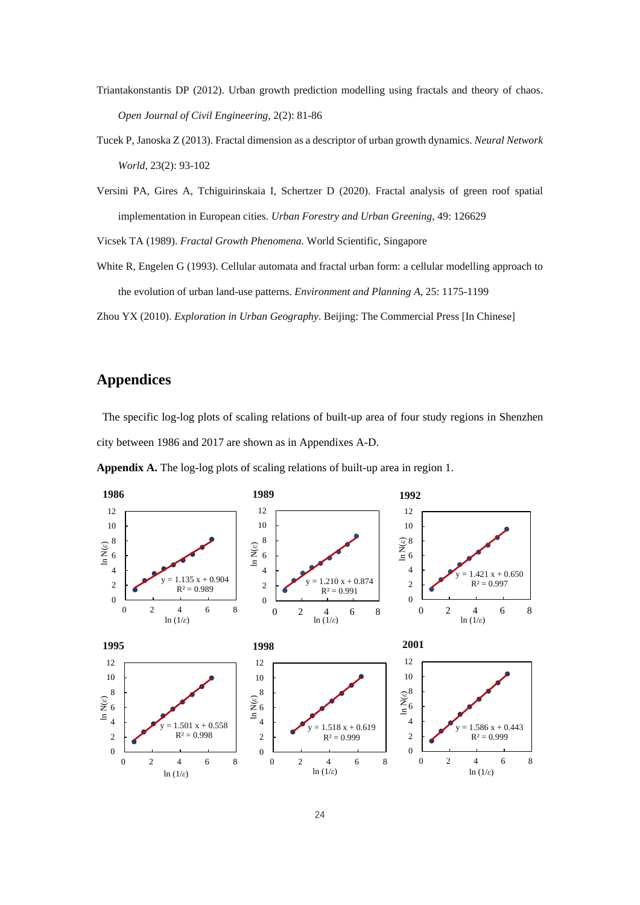Triantakonstantis DP (2012). Urban growth prediction modelling using fractals and theory of chaos. *Open Journal of Civil Engineering*, 2(2): 81-86

Tucek P, Janoska Z (2013). Fractal dimension as a descriptor of urban growth dynamics. *Neural Network World*, 23(2): 93-102

Versini PA, Gires A, Tchiguirinskaia I, Schertzer D (2020). Fractal analysis of green roof spatial implementation in European cities. *Urban Forestry and Urban Greening*, 49: 126629

Vicsek TA (1989). *Fractal Growth Phenomena.* World Scientific, Singapore

White R, Engelen G (1993). Cellular automata and fractal urban form: a cellular modelling approach to the evolution of urban land-use patterns. *Environment and Planning A*, 25: 1175-1199

Zhou YX (2010). *Exploration in Urban Geography*. Beijing: The Commercial Press [In Chinese]

## Appendices

The specific log-log plots of scaling relations of built-up area of four study regions in Shenzhen city between 1986 and 2017 are shown as in Appendixes A-D.

**Appendix A.** The log-log plots of scaling relations of built-up area in region 1.

**1986**: $y = 1.135x + 0.904$, $R^2 = 0.989$

**1989**: $y = 1.210x + 0.874$, $R^2 = 0.991$

**1992**: $y = 1.421x + 0.650$, $R^2 = 0.997$

**1995**: $y = 1.501x + 0.558$, $R^2 = 0.998$

**1998**: $y = 1.518x + 0.619$, $R^2 = 0.999$

**2001**: $y = 1.586x + 0.443$, $R^2 = 0.999$

(Axes: $\ln(1/\varepsilon)$ horizontal, $\ln N(\varepsilon)$ vertical)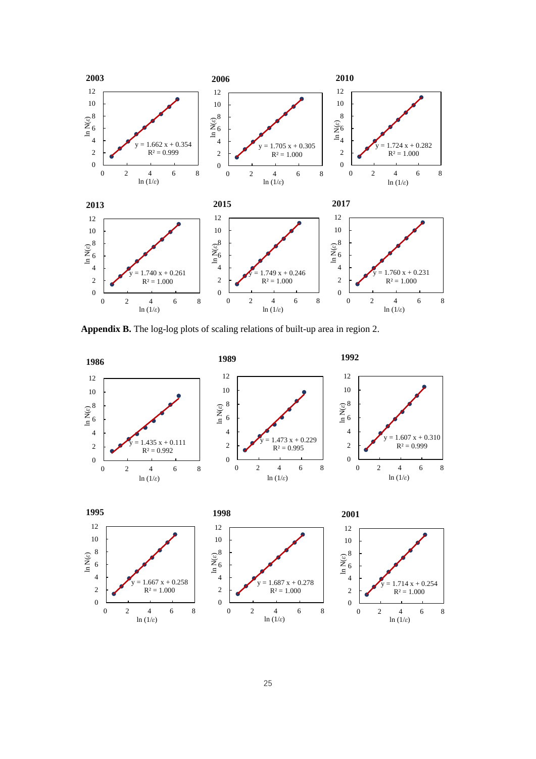**2003**

$y = 1.662x + 0.354$, $R^2 = 0.999$

**2006**

$y = 1.705x + 0.305$, $R^2 = 1.000$

**2010**

$y = 1.724x + 0.282$, $R^2 = 1.000$

**2013**

$y = 1.740x + 0.261$, $R^2 = 1.000$

**2015**

$y = 1.749x + 0.246$, $R^2 = 1.000$

**2017**

$y = 1.760x + 0.231$, $R^2 = 1.000$

(Axes: $\ln(1/\varepsilon)$ vs. $\ln N(\varepsilon)$)

**Appendix B.** The log-log plots of scaling relations of built-up area in region 2.

**1986**

$y = 1.435x + 0.111$, $R^2 = 0.992$

**1989**

$y = 1.473x + 0.229$, $R^2 = 0.995$

**1992**

$y = 1.607x + 0.310$, $R^2 = 0.999$

**1995**

$y = 1.667x + 0.258$, $R^2 = 1.000$

**1998**

$y = 1.687x + 0.278$, $R^2 = 1.000$

**2001**

$y = 1.714x + 0.254$, $R^2 = 1.000$

(Axes: $\ln(1/\varepsilon)$ vs. $\ln N(\varepsilon)$)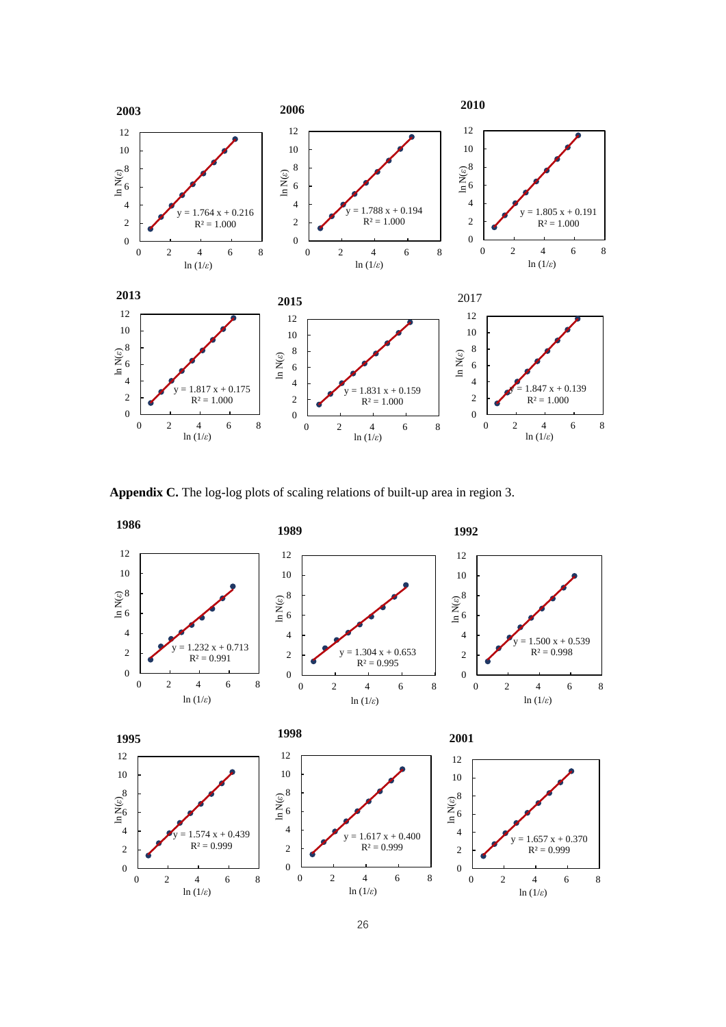**2003**

$y = 1.764x + 0.216$, $R^2 = 1.000$

**2006**

$y = 1.788x + 0.194$, $R^2 = 1.000$

**2010**

$y = 1.805x + 0.191$, $R^2 = 1.000$

**2013**

$y = 1.817x + 0.175$, $R^2 = 1.000$

**2015**

$y = 1.831x + 0.159$, $R^2 = 1.000$

2017

$y = 1.847x + 0.139$, $R^2 = 1.000$

**Appendix C.** The log-log plots of scaling relations of built-up area in region 3.

**1986**

$y = 1.232x + 0.713$, $R^2 = 0.991$

**1989**

$y = 1.304x + 0.653$, $R^2 = 0.995$

**1992**

$y = 1.500x + 0.539$, $R^2 = 0.998$

**1995**

$y = 1.574x + 0.439$, $R^2 = 0.999$

**1998**

$y = 1.617x + 0.400$, $R^2 = 0.999$

**2001**

$y = 1.657x + 0.370$, $R^2 = 0.999$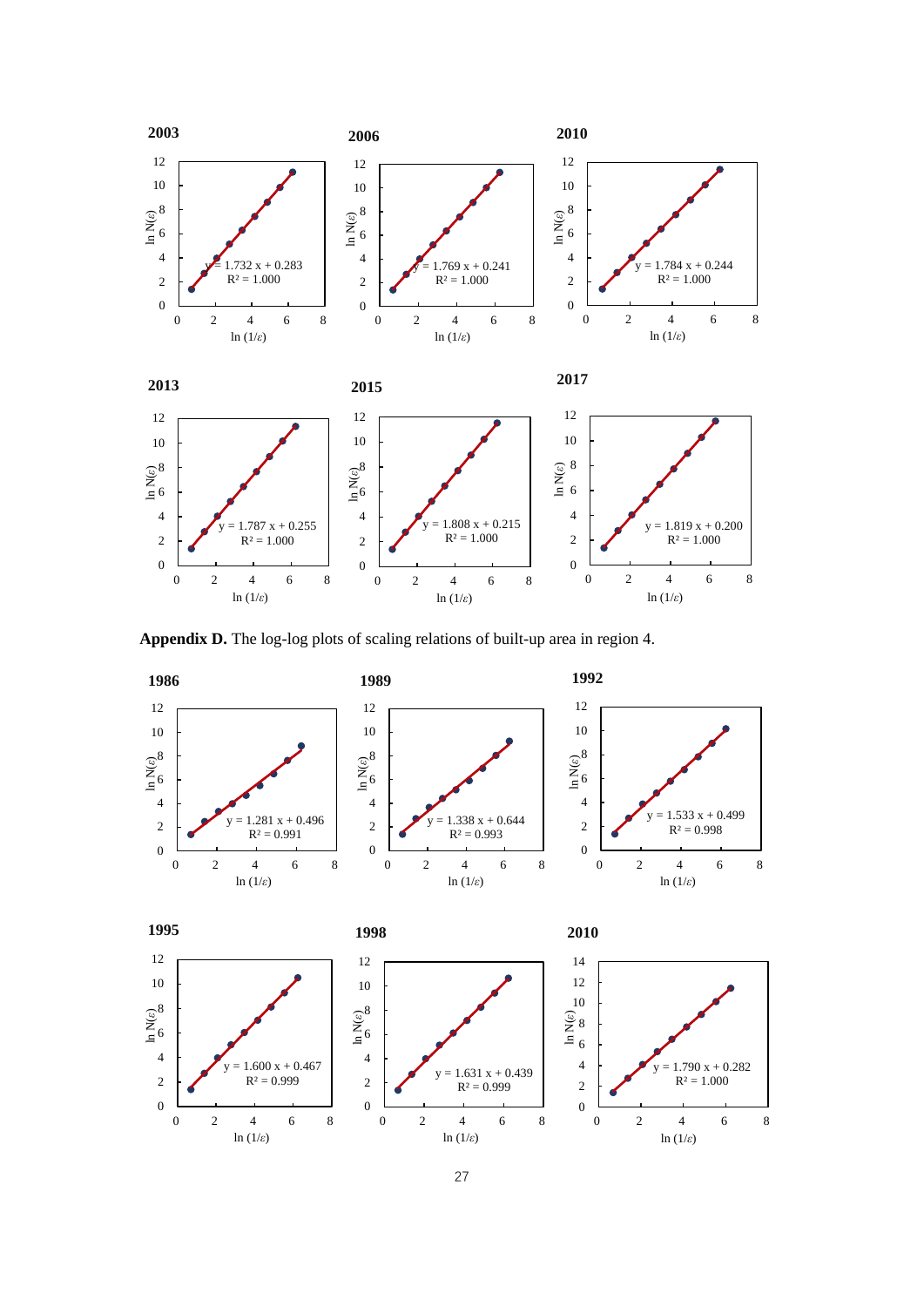2003

$y = 1.732x + 0.283$
$R^2 = 1.000$

2006

$y = 1.769x + 0.241$
$R^2 = 1.000$

2010

$y = 1.784x + 0.244$
$R^2 = 1.000$

2013

$y = 1.787x + 0.255$
$R^2 = 1.000$

2015

$y = 1.808x + 0.215$
$R^2 = 1.000$

2017

$y = 1.819x + 0.200$
$R^2 = 1.000$

**Appendix D.** The log-log plots of scaling relations of built-up area in region 4.

1986

$y = 1.281x + 0.496$
$R^2 = 0.991$

1989

$y = 1.338x + 0.644$
$R^2 = 0.993$

1992

$y = 1.533x + 0.499$
$R^2 = 0.998$

1995

$y = 1.600x + 0.467$
$R^2 = 0.999$

1998

$y = 1.631x + 0.439$
$R^2 = 0.999$

2010

$y = 1.790x + 0.282$
$R^2 = 1.000$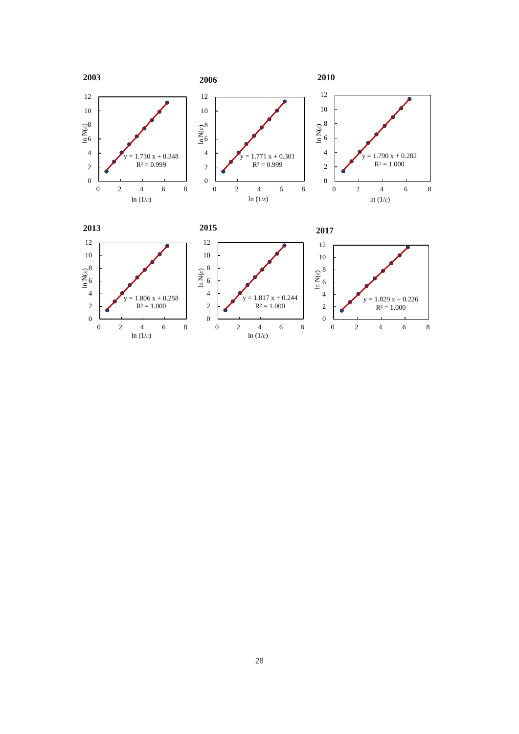**2003**

12
10
8
6
4
2
0

0 2 4 6 8

$\ln N(\varepsilon)$

$\ln (1/\varepsilon)$

$y = 1.730\,x + 0.348$
$R^2 = 0.999$

**2006**

12
10
8
6
4
2
0

0 2 4 6 8

$\ln N(\varepsilon)$

$\ln (1/\varepsilon)$

$y = 1.771\,x + 0.301$
$R^2 = 0.999$

**2010**

12
10
8
6
4
2
0

0 2 4 6 8

$\ln N(\varepsilon)$

$\ln (1/\varepsilon)$

$y = 1.790\,x + 0.282$
$R^2 = 1.000$

**2013**

12
10
8
6
4
2
0

0 2 4 6 8

$\ln N(\varepsilon)$

$\ln (1/\varepsilon)$

$y = 1.806\,x + 0.258$
$R^2 = 1.000$

**2015**

12
10
8
6
4
2
0

0 2 4 6 8

$\ln N(\varepsilon)$

$\ln (1/\varepsilon)$

$y = 1.817\,x + 0.244$
$R^2 = 1.000$

**2017**

12
10
8
6
4
2
0

0 2 4 6 8

$\ln N(\varepsilon)$

$y = 1.829\,x + 0.226$
$R^2 = 1.000$